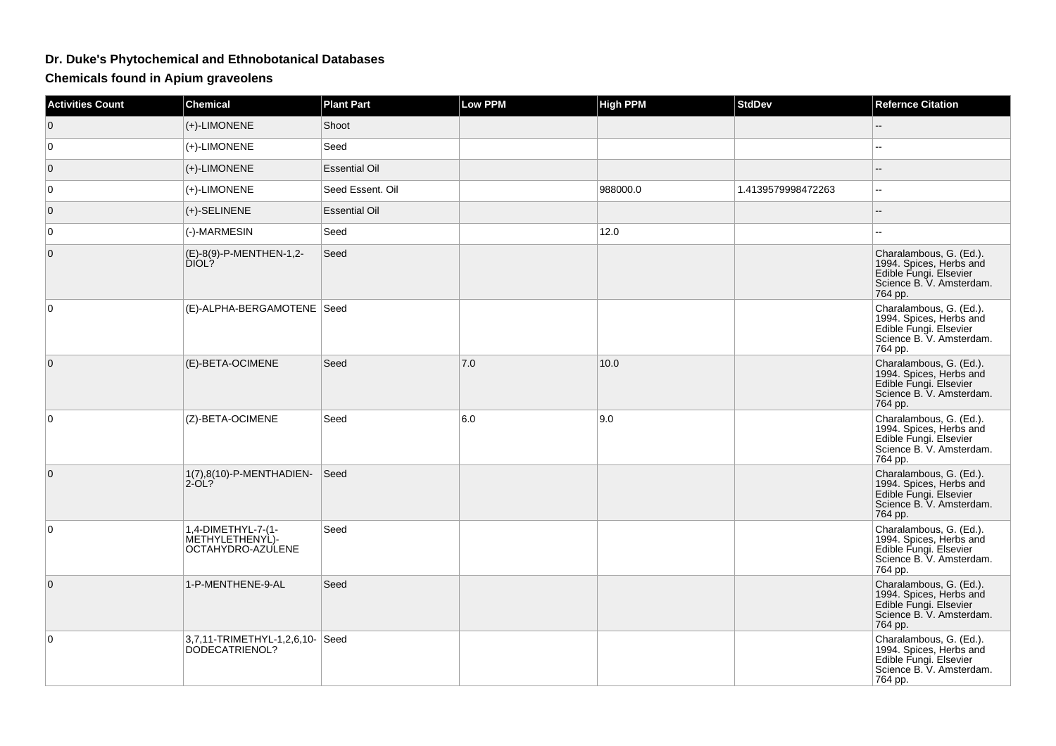# Dr. Duke's Phytochemical and Ethnobotanical Databases

## Chemicals found in Apium graveolens

| Activities Count | Chemical | Plant Part | Low PPM | High PPM | StdDev | Refernce Citation |
|---|---|---|---|---|---|---|
| 0 | (+)-LIMONENE | Shoot | | | | -- |
| 0 | (+)-LIMONENE | Seed | | | | -- |
| 0 | (+)-LIMONENE | Essential Oil | | | | -- |
| 0 | (+)-LIMONENE | Seed Essent. Oil | | 988000.0 | 1.4139579998472263 | -- |
| 0 | (+)-SELINENE | Essential Oil | | | | -- |
| 0 | (-)-MARMESIN | Seed | | 12.0 | | -- |
| 0 | (E)-8(9)-P-MENTHEN-1,2-DIOL? | Seed | | | | Charalambous, G. (Ed.). 1994. Spices, Herbs and Edible Fungi. Elsevier Science B. V. Amsterdam. 764 pp. |
| 0 | (E)-ALPHA-BERGAMOTENE | Seed | | | | Charalambous, G. (Ed.). 1994. Spices, Herbs and Edible Fungi. Elsevier Science B. V. Amsterdam. 764 pp. |
| 0 | (E)-BETA-OCIMENE | Seed | 7.0 | 10.0 | | Charalambous, G. (Ed.). 1994. Spices, Herbs and Edible Fungi. Elsevier Science B. V. Amsterdam. 764 pp. |
| 0 | (Z)-BETA-OCIMENE | Seed | 6.0 | 9.0 | | Charalambous, G. (Ed.). 1994. Spices, Herbs and Edible Fungi. Elsevier Science B. V. Amsterdam. 764 pp. |
| 0 | 1(7),8(10)-P-MENTHADIEN-2-OL? | Seed | | | | Charalambous, G. (Ed.). 1994. Spices, Herbs and Edible Fungi. Elsevier Science B. V. Amsterdam. 764 pp. |
| 0 | 1,4-DIMETHYL-7-(1-METHYLETHENYL)-OCTAHYDRO-AZULENE | Seed | | | | Charalambous, G. (Ed.). 1994. Spices, Herbs and Edible Fungi. Elsevier Science B. V. Amsterdam. 764 pp. |
| 0 | 1-P-MENTHENE-9-AL | Seed | | | | Charalambous, G. (Ed.). 1994. Spices, Herbs and Edible Fungi. Elsevier Science B. V. Amsterdam. 764 pp. |
| 0 | 3,7,11-TRIMETHYL-1,2,6,10-DODECATRIENOL? | Seed | | | | Charalambous, G. (Ed.). 1994. Spices, Herbs and Edible Fungi. Elsevier Science B. V. Amsterdam. 764 pp. |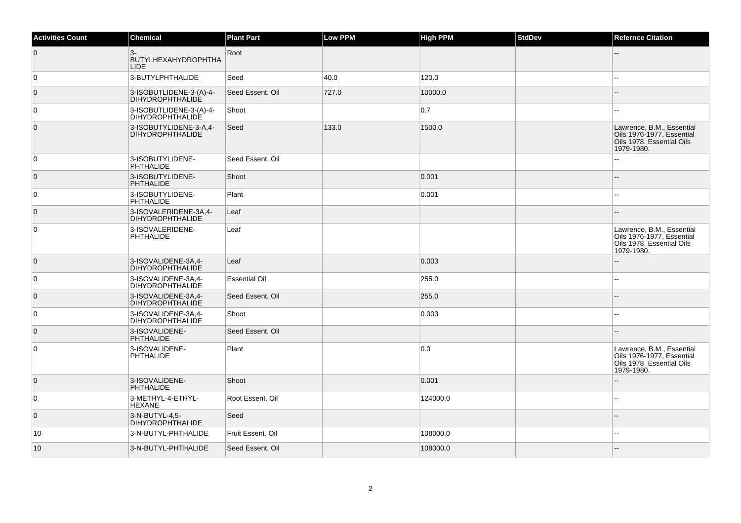| Activities Count | Chemical | Plant Part | Low PPM | High PPM | StdDev | Refernce Citation |
|---|---|---|---|---|---|---|
| 0 | 3-BUTYLHEXAHYDROPHTHALIDE | Root | | | | -- |
| 0 | 3-BUTYLPHTHALIDE | Seed | 40.0 | 120.0 | | -- |
| 0 | 3-ISOBUTLIDENE-3-(A)-4-DIHYDROPHTHALIDE | Seed Essent. Oil | 727.0 | 10000.0 | | -- |
| 0 | 3-ISOBUTLIDENE-3-(A)-4-DIHYDROPHTHALIDE | Shoot | | 0.7 | | -- |
| 0 | 3-ISOBUTYLIDENE-3-A,4-DIHYDROPHTHALIDE | Seed | 133.0 | 1500.0 | | Lawrence, B.M., Essential Oils 1976-1977, Essential Oils 1978, Essential Oils 1979-1980. |
| 0 | 3-ISOBUTYLIDENE-PHTHALIDE | Seed Essent. Oil | | | | -- |
| 0 | 3-ISOBUTYLIDENE-PHTHALIDE | Shoot | | 0.001 | | -- |
| 0 | 3-ISOBUTYLIDENE-PHTHALIDE | Plant | | 0.001 | | -- |
| 0 | 3-ISOVALERIDENE-3A,4-DIHYDROPHTHALIDE | Leaf | | | | -- |
| 0 | 3-ISOVALERIDENE-PHTHALIDE | Leaf | | | | Lawrence, B.M., Essential Oils 1976-1977, Essential Oils 1978, Essential Oils 1979-1980. |
| 0 | 3-ISOVALIDENE-3A,4-DIHYDROPHTHALIDE | Leaf | | 0.003 | | -- |
| 0 | 3-ISOVALIDENE-3A,4-DIHYDROPHTHALIDE | Essential Oil | | 255.0 | | -- |
| 0 | 3-ISOVALIDENE-3A,4-DIHYDROPHTHALIDE | Seed Essent. Oil | | 255.0 | | -- |
| 0 | 3-ISOVALIDENE-3A,4-DIHYDROPHTHALIDE | Shoot | | 0.003 | | -- |
| 0 | 3-ISOVALIDENE-PHTHALIDE | Seed Essent. Oil | | | | -- |
| 0 | 3-ISOVALIDENE-PHTHALIDE | Plant | | 0.0 | | Lawrence, B.M., Essential Oils 1976-1977, Essential Oils 1978, Essential Oils 1979-1980. |
| 0 | 3-ISOVALIDENE-PHTHALIDE | Shoot | | 0.001 | | -- |
| 0 | 3-METHYL-4-ETHYL-HEXANE | Root Essent. Oil | | 124000.0 | | -- |
| 0 | 3-N-BUTYL-4,5-DIHYDROPHTHALIDE | Seed | | | | -- |
| 10 | 3-N-BUTYL-PHTHALIDE | Fruit Essent. Oil | | 108000.0 | | -- |
| 10 | 3-N-BUTYL-PHTHALIDE | Seed Essent. Oil | | 108000.0 | | -- |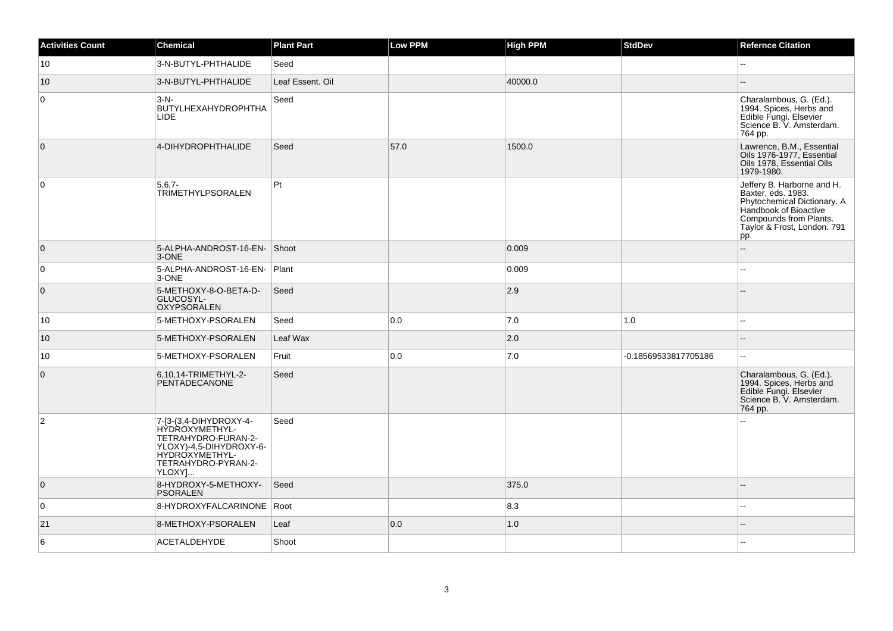| Activities Count | Chemical | Plant Part | Low PPM | High PPM | StdDev | Refernce Citation |
|---|---|---|---|---|---|---|
| 10 | 3-N-BUTYL-PHTHALIDE | Seed | | | | -- |
| 10 | 3-N-BUTYL-PHTHALIDE | Leaf Essent. Oil | | 40000.0 | | -- |
| 0 | 3-N-BUTYLHEXAHYDROPHTHALIDE | Seed | | | | Charalambous, G. (Ed.). 1994. Spices, Herbs and Edible Fungi. Elsevier Science B. V. Amsterdam. 764 pp. |
| 0 | 4-DIHYDROPHTHALIDE | Seed | 57.0 | 1500.0 | | Lawrence, B.M., Essential Oils 1976-1977, Essential Oils 1978, Essential Oils 1979-1980. |
| 0 | 5,6,7-TRIMETHYLPSORALEN | Pt | | | | Jeffery B. Harborne and H. Baxter, eds. 1983. Phytochemical Dictionary. A Handbook of Bioactive Compounds from Plants. Taylor & Frost, London. 791 pp. |
| 0 | 5-ALPHA-ANDROST-16-EN-3-ONE | Shoot | | 0.009 | | -- |
| 0 | 5-ALPHA-ANDROST-16-EN-3-ONE | Plant | | 0.009 | | -- |
| 0 | 5-METHOXY-8-O-BETA-D-GLUCOSYL-OXYPSORALEN | Seed | | 2.9 | | -- |
| 10 | 5-METHOXY-PSORALEN | Seed | 0.0 | 7.0 | 1.0 | -- |
| 10 | 5-METHOXY-PSORALEN | Leaf Wax | | 2.0 | | -- |
| 10 | 5-METHOXY-PSORALEN | Fruit | 0.0 | 7.0 | -0.18569533817705186 | -- |
| 0 | 6,10,14-TRIMETHYL-2-PENTADECANONE | Seed | | | | Charalambous, G. (Ed.). 1994. Spices, Herbs and Edible Fungi. Elsevier Science B. V. Amsterdam. 764 pp. |
| 2 | 7-[3-(3,4-DIHYDROXY-4-HYDROXYMETHYL-TETRAHYDRO-FURAN-2-YLOXY)-4,5-DIHYDROXY-6-HYDROXYMETHYL-TETRAHYDRO-PYRAN-2-YLOXY]... | Seed | | | | -- |
| 0 | 8-HYDROXY-5-METHOXY-PSORALEN | Seed | | 375.0 | | -- |
| 0 | 8-HYDROXYFALCARINONE | Root | | 8.3 | | -- |
| 21 | 8-METHOXY-PSORALEN | Leaf | 0.0 | 1.0 | | -- |
| 6 | ACETALDEHYDE | Shoot | | | | -- |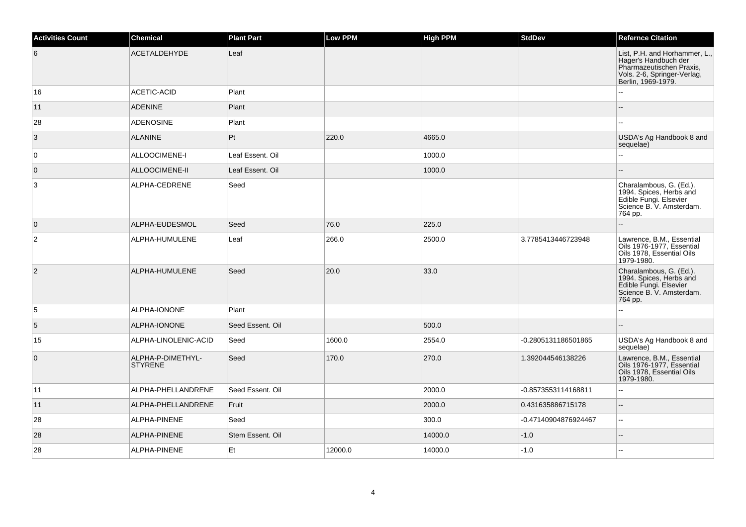| Activities Count | Chemical | Plant Part | Low PPM | High PPM | StdDev | Refernce Citation |
| --- | --- | --- | --- | --- | --- | --- |
| 6 | ACETALDEHYDE | Leaf | | | | List, P.H. and Horhammer, L., Hager's Handbuch der Pharmazeutischen Praxis, Vols. 2-6, Springer-Verlag, Berlin, 1969-1979. |
| 16 | ACETIC-ACID | Plant | | | | -- |
| 11 | ADENINE | Plant | | | | -- |
| 28 | ADENOSINE | Plant | | | | -- |
| 3 | ALANINE | Pt | 220.0 | 4665.0 | | USDA's Ag Handbook 8 and sequelae) |
| 0 | ALLOOCIMENE-I | Leaf Essent. Oil | | 1000.0 | | -- |
| 0 | ALLOOCIMENE-II | Leaf Essent. Oil | | 1000.0 | | -- |
| 3 | ALPHA-CEDRENE | Seed | | | | Charalambous, G. (Ed.). 1994. Spices, Herbs and Edible Fungi. Elsevier Science B. V. Amsterdam. 764 pp. |
| 0 | ALPHA-EUDESMOL | Seed | 76.0 | 225.0 | | -- |
| 2 | ALPHA-HUMULENE | Leaf | 266.0 | 2500.0 | 3.7785413446723948 | Lawrence, B.M., Essential Oils 1976-1977, Essential Oils 1978, Essential Oils 1979-1980. |
| 2 | ALPHA-HUMULENE | Seed | 20.0 | 33.0 | | Charalambous, G. (Ed.). 1994. Spices, Herbs and Edible Fungi. Elsevier Science B. V. Amsterdam. 764 pp. |
| 5 | ALPHA-IONONE | Plant | | | | -- |
| 5 | ALPHA-IONONE | Seed Essent. Oil | | 500.0 | | -- |
| 15 | ALPHA-LINOLENIC-ACID | Seed | 1600.0 | 2554.0 | -0.2805131186501865 | USDA's Ag Handbook 8 and sequelae) |
| 0 | ALPHA-P-DIMETHYL-STYRENE | Seed | 170.0 | 270.0 | 1.392044546138226 | Lawrence, B.M., Essential Oils 1976-1977, Essential Oils 1978, Essential Oils 1979-1980. |
| 11 | ALPHA-PHELLANDRENE | Seed Essent. Oil | | 2000.0 | -0.8573553114168811 | -- |
| 11 | ALPHA-PHELLANDRENE | Fruit | | 2000.0 | 0.431635886715178 | -- |
| 28 | ALPHA-PINENE | Seed | | 300.0 | -0.47140904876924467 | -- |
| 28 | ALPHA-PINENE | Stem Essent. Oil | | 14000.0 | -1.0 | -- |
| 28 | ALPHA-PINENE | Et | 12000.0 | 14000.0 | -1.0 | -- |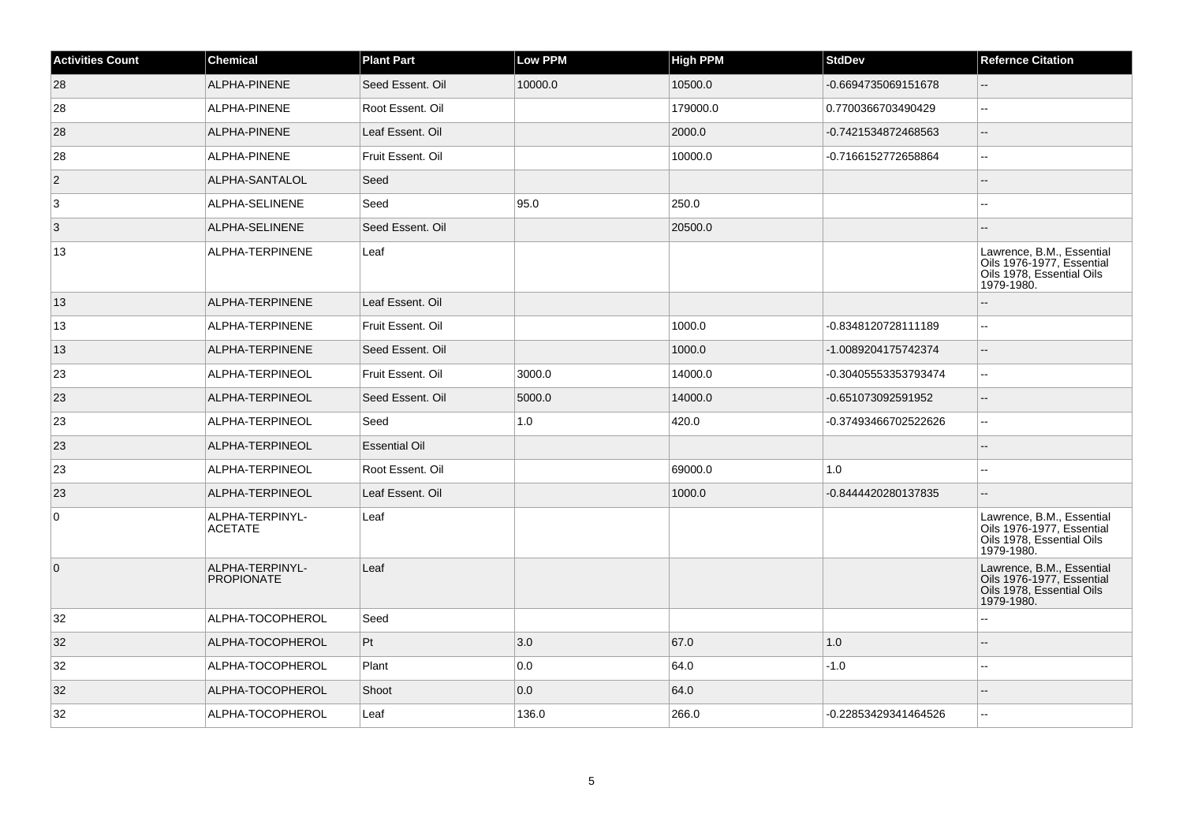| Activities Count | Chemical | Plant Part | Low PPM | High PPM | StdDev | Refernce Citation |
|---|---|---|---|---|---|---|
| 28 | ALPHA-PINENE | Seed Essent. Oil | 10000.0 | 10500.0 | -0.6694735069151678 | -- |
| 28 | ALPHA-PINENE | Root Essent. Oil | | 179000.0 | 0.7700366703490429 | -- |
| 28 | ALPHA-PINENE | Leaf Essent. Oil | | 2000.0 | -0.7421534872468563 | -- |
| 28 | ALPHA-PINENE | Fruit Essent. Oil | | 10000.0 | -0.7166152772658864 | -- |
| 2 | ALPHA-SANTALOL | Seed | | | | -- |
| 3 | ALPHA-SELINENE | Seed | 95.0 | 250.0 | | -- |
| 3 | ALPHA-SELINENE | Seed Essent. Oil | | 20500.0 | | -- |
| 13 | ALPHA-TERPINENE | Leaf | | | | Lawrence, B.M., Essential Oils 1976-1977, Essential Oils 1978, Essential Oils 1979-1980. |
| 13 | ALPHA-TERPINENE | Leaf Essent. Oil | | | | -- |
| 13 | ALPHA-TERPINENE | Fruit Essent. Oil | | 1000.0 | -0.8348120728111189 | -- |
| 13 | ALPHA-TERPINENE | Seed Essent. Oil | | 1000.0 | -1.0089204175742374 | -- |
| 23 | ALPHA-TERPINEOL | Fruit Essent. Oil | 3000.0 | 14000.0 | -0.30405553353793474 | -- |
| 23 | ALPHA-TERPINEOL | Seed Essent. Oil | 5000.0 | 14000.0 | -0.651073092591952 | -- |
| 23 | ALPHA-TERPINEOL | Seed | 1.0 | 420.0 | -0.37493466702522626 | -- |
| 23 | ALPHA-TERPINEOL | Essential Oil | | | | -- |
| 23 | ALPHA-TERPINEOL | Root Essent. Oil | | 69000.0 | 1.0 | -- |
| 23 | ALPHA-TERPINEOL | Leaf Essent. Oil | | 1000.0 | -0.8444420280137835 | -- |
| 0 | ALPHA-TERPINYL-ACETATE | Leaf | | | | Lawrence, B.M., Essential Oils 1976-1977, Essential Oils 1978, Essential Oils 1979-1980. |
| 0 | ALPHA-TERPINYL-PROPIONATE | Leaf | | | | Lawrence, B.M., Essential Oils 1976-1977, Essential Oils 1978, Essential Oils 1979-1980. |
| 32 | ALPHA-TOCOPHEROL | Seed | | | | -- |
| 32 | ALPHA-TOCOPHEROL | Pt | 3.0 | 67.0 | 1.0 | -- |
| 32 | ALPHA-TOCOPHEROL | Plant | 0.0 | 64.0 | -1.0 | -- |
| 32 | ALPHA-TOCOPHEROL | Shoot | 0.0 | 64.0 | | -- |
| 32 | ALPHA-TOCOPHEROL | Leaf | 136.0 | 266.0 | -0.22853429341464526 | -- |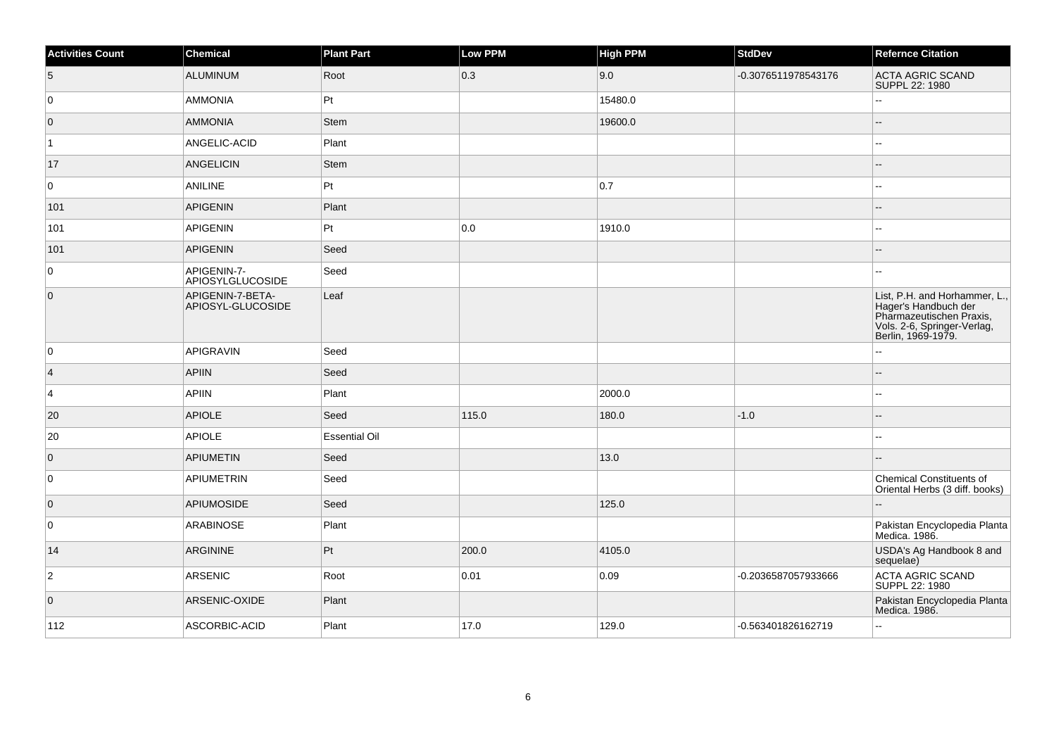| Activities Count | Chemical | Plant Part | Low PPM | High PPM | StdDev | Refernce Citation |
|---|---|---|---|---|---|---|
| 5 | ALUMINUM | Root | 0.3 | 9.0 | -0.3076511978543176 | ACTA AGRIC SCAND SUPPL 22: 1980 |
| 0 | AMMONIA | Pt | | 15480.0 | | -- |
| 0 | AMMONIA | Stem | | 19600.0 | | -- |
| 1 | ANGELIC-ACID | Plant | | | | -- |
| 17 | ANGELICIN | Stem | | | | -- |
| 0 | ANILINE | Pt | | 0.7 | | -- |
| 101 | APIGENIN | Plant | | | | -- |
| 101 | APIGENIN | Pt | 0.0 | 1910.0 | | -- |
| 101 | APIGENIN | Seed | | | | -- |
| 0 | APIGENIN-7-APIOSYLGLUCOSIDE | Seed | | | | -- |
| 0 | APIGENIN-7-BETA-APIOSYL-GLUCOSIDE | Leaf | | | | List, P.H. and Horhammer, L., Hager's Handbuch der Pharmazeutischen Praxis, Vols. 2-6, Springer-Verlag, Berlin, 1969-1979. |
| 0 | APIGRAVIN | Seed | | | | -- |
| 4 | APIIN | Seed | | | | -- |
| 4 | APIIN | Plant | | 2000.0 | | -- |
| 20 | APIOLE | Seed | 115.0 | 180.0 | -1.0 | -- |
| 20 | APIOLE | Essential Oil | | | | -- |
| 0 | APIUMETIN | Seed | | 13.0 | | -- |
| 0 | APIUMETRIN | Seed | | | | Chemical Constituents of Oriental Herbs (3 diff. books) |
| 0 | APIUMOSIDE | Seed | | 125.0 | | -- |
| 0 | ARABINOSE | Plant | | | | Pakistan Encyclopedia Planta Medica. 1986. |
| 14 | ARGININE | Pt | 200.0 | 4105.0 | | USDA's Ag Handbook 8 and sequelae) |
| 2 | ARSENIC | Root | 0.01 | 0.09 | -0.2036587057933666 | ACTA AGRIC SCAND SUPPL 22: 1980 |
| 0 | ARSENIC-OXIDE | Plant | | | | Pakistan Encyclopedia Planta Medica. 1986. |
| 112 | ASCORBIC-ACID | Plant | 17.0 | 129.0 | -0.563401826162719 | -- |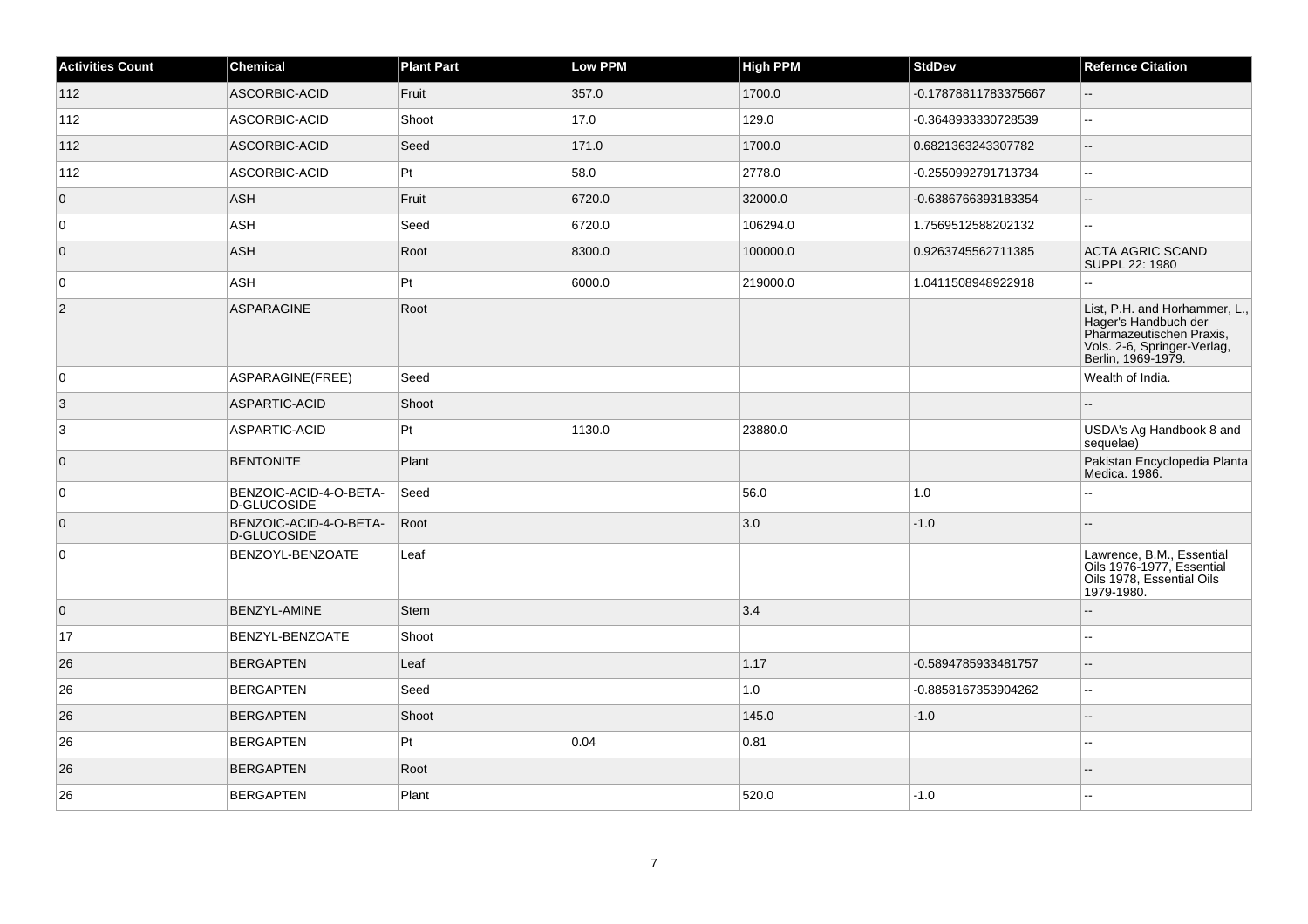| Activities Count | Chemical | Plant Part | Low PPM | High PPM | StdDev | Refernce Citation |
|---|---|---|---|---|---|---|
| 112 | ASCORBIC-ACID | Fruit | 357.0 | 1700.0 | -0.17878811783375667 | -- |
| 112 | ASCORBIC-ACID | Shoot | 17.0 | 129.0 | -0.3648933330728539 | -- |
| 112 | ASCORBIC-ACID | Seed | 171.0 | 1700.0 | 0.6821363243307782 | -- |
| 112 | ASCORBIC-ACID | Pt | 58.0 | 2778.0 | -0.2550992791713734 | -- |
| 0 | ASH | Fruit | 6720.0 | 32000.0 | -0.6386766393183354 | -- |
| 0 | ASH | Seed | 6720.0 | 106294.0 | 1.7569512588202132 | -- |
| 0 | ASH | Root | 8300.0 | 100000.0 | 0.9263745562711385 | ACTA AGRIC SCAND SUPPL 22: 1980 |
| 0 | ASH | Pt | 6000.0 | 219000.0 | 1.0411508948922918 | -- |
| 2 | ASPARAGINE | Root | | | | List, P.H. and Horhammer, L., Hager's Handbuch der Pharmazeutischen Praxis, Vols. 2-6, Springer-Verlag, Berlin, 1969-1979. |
| 0 | ASPARAGINE(FREE) | Seed | | | | Wealth of India. |
| 3 | ASPARTIC-ACID | Shoot | | | | -- |
| 3 | ASPARTIC-ACID | Pt | 1130.0 | 23880.0 | | USDA's Ag Handbook 8 and sequelae) |
| 0 | BENTONITE | Plant | | | | Pakistan Encyclopedia Planta Medica. 1986. |
| 0 | BENZOIC-ACID-4-O-BETA-D-GLUCOSIDE | Seed | | 56.0 | 1.0 | -- |
| 0 | BENZOIC-ACID-4-O-BETA-D-GLUCOSIDE | Root | | 3.0 | -1.0 | -- |
| 0 | BENZOYL-BENZOATE | Leaf | | | | Lawrence, B.M., Essential Oils 1976-1977, Essential Oils 1978, Essential Oils 1979-1980. |
| 0 | BENZYL-AMINE | Stem | | 3.4 | | -- |
| 17 | BENZYL-BENZOATE | Shoot | | | | -- |
| 26 | BERGAPTEN | Leaf | | 1.17 | -0.5894785933481757 | -- |
| 26 | BERGAPTEN | Seed | | 1.0 | -0.8858167353904262 | -- |
| 26 | BERGAPTEN | Shoot | | 145.0 | -1.0 | -- |
| 26 | BERGAPTEN | Pt | 0.04 | 0.81 | | -- |
| 26 | BERGAPTEN | Root | | | | -- |
| 26 | BERGAPTEN | Plant | | 520.0 | -1.0 | -- |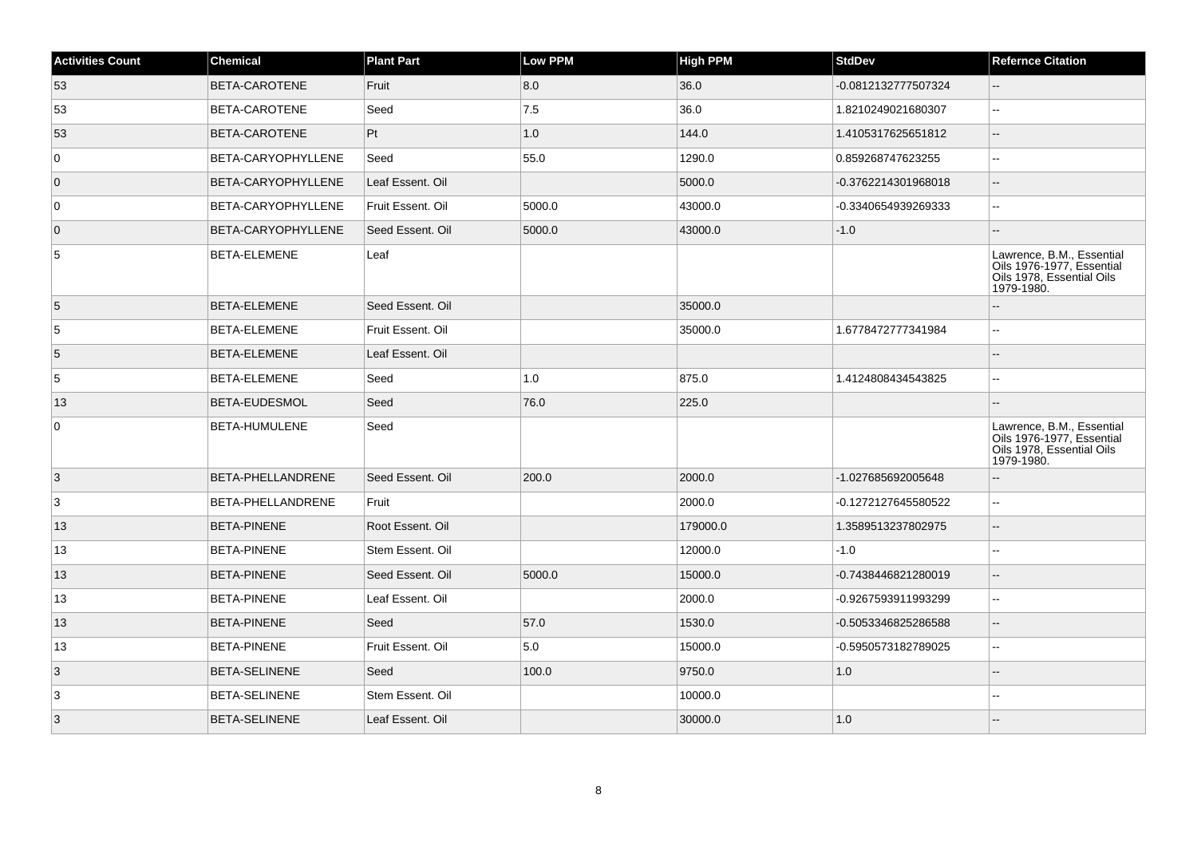| Activities Count | Chemical | Plant Part | Low PPM | High PPM | StdDev | Refernce Citation |
|---|---|---|---|---|---|---|
| 53 | BETA-CAROTENE | Fruit | 8.0 | 36.0 | -0.0812132777507324 | -- |
| 53 | BETA-CAROTENE | Seed | 7.5 | 36.0 | 1.8210249021680307 | -- |
| 53 | BETA-CAROTENE | Pt | 1.0 | 144.0 | 1.4105317625651812 | -- |
| 0 | BETA-CARYOPHYLLENE | Seed | 55.0 | 1290.0 | 0.859268747623255 | -- |
| 0 | BETA-CARYOPHYLLENE | Leaf Essent. Oil | | 5000.0 | -0.3762214301968018 | -- |
| 0 | BETA-CARYOPHYLLENE | Fruit Essent. Oil | 5000.0 | 43000.0 | -0.3340654939269333 | -- |
| 0 | BETA-CARYOPHYLLENE | Seed Essent. Oil | 5000.0 | 43000.0 | -1.0 | -- |
| 5 | BETA-ELEMENE | Leaf | | | | Lawrence, B.M., Essential Oils 1976-1977, Essential Oils 1978, Essential Oils 1979-1980. |
| 5 | BETA-ELEMENE | Seed Essent. Oil | | 35000.0 | | -- |
| 5 | BETA-ELEMENE | Fruit Essent. Oil | | 35000.0 | 1.6778472777341984 | -- |
| 5 | BETA-ELEMENE | Leaf Essent. Oil | | | | -- |
| 5 | BETA-ELEMENE | Seed | 1.0 | 875.0 | 1.4124808434543825 | -- |
| 13 | BETA-EUDESMOL | Seed | 76.0 | 225.0 | | -- |
| 0 | BETA-HUMULENE | Seed | | | | Lawrence, B.M., Essential Oils 1976-1977, Essential Oils 1978, Essential Oils 1979-1980. |
| 3 | BETA-PHELLANDRENE | Seed Essent. Oil | 200.0 | 2000.0 | -1.027685692005648 | -- |
| 3 | BETA-PHELLANDRENE | Fruit | | 2000.0 | -0.1272127645580522 | -- |
| 13 | BETA-PINENE | Root Essent. Oil | | 179000.0 | 1.3589513237802975 | -- |
| 13 | BETA-PINENE | Stem Essent. Oil | | 12000.0 | -1.0 | -- |
| 13 | BETA-PINENE | Seed Essent. Oil | 5000.0 | 15000.0 | -0.7438446821280019 | -- |
| 13 | BETA-PINENE | Leaf Essent. Oil | | 2000.0 | -0.9267593911993299 | -- |
| 13 | BETA-PINENE | Seed | 57.0 | 1530.0 | -0.5053346825286588 | -- |
| 13 | BETA-PINENE | Fruit Essent. Oil | 5.0 | 15000.0 | -0.5950573182789025 | -- |
| 3 | BETA-SELINENE | Seed | 100.0 | 9750.0 | 1.0 | -- |
| 3 | BETA-SELINENE | Stem Essent. Oil | | 10000.0 | | -- |
| 3 | BETA-SELINENE | Leaf Essent. Oil | | 30000.0 | 1.0 | -- |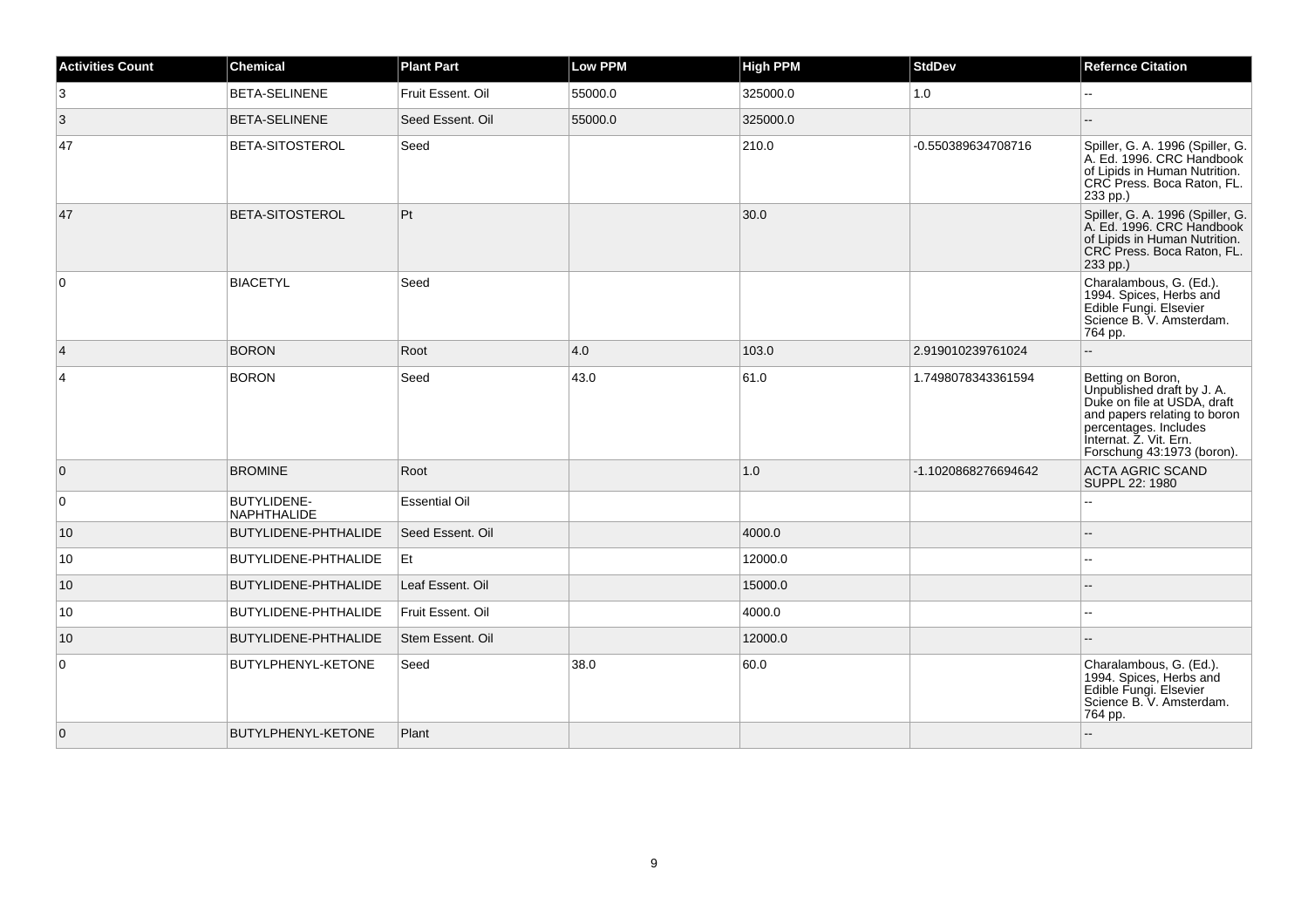| Activities Count | Chemical | Plant Part | Low PPM | High PPM | StdDev | Refernce Citation |
|---|---|---|---|---|---|---|
| 3 | BETA-SELINENE | Fruit Essent. Oil | 55000.0 | 325000.0 | 1.0 | -- |
| 3 | BETA-SELINENE | Seed Essent. Oil | 55000.0 | 325000.0 | | -- |
| 47 | BETA-SITOSTEROL | Seed | | 210.0 | -0.550389634708716 | Spiller, G. A. 1996 (Spiller, G. A. Ed. 1996. CRC Handbook of Lipids in Human Nutrition. CRC Press. Boca Raton, FL. 233 pp.) |
| 47 | BETA-SITOSTEROL | Pt | | 30.0 | | Spiller, G. A. 1996 (Spiller, G. A. Ed. 1996. CRC Handbook of Lipids in Human Nutrition. CRC Press. Boca Raton, FL. 233 pp.) |
| 0 | BIACETYL | Seed | | | | Charalambous, G. (Ed.). 1994. Spices, Herbs and Edible Fungi. Elsevier Science B. V. Amsterdam. 764 pp. |
| 4 | BORON | Root | 4.0 | 103.0 | 2.919010239761024 | -- |
| 4 | BORON | Seed | 43.0 | 61.0 | 1.7498078343361594 | Betting on Boron, Unpublished draft by J. A. Duke on file at USDA, draft and papers relating to boron percentages. Includes Internat. Z. Vit. Ern. Forschung 43:1973 (boron). |
| 0 | BROMINE | Root | | 1.0 | -1.1020868276694642 | ACTA AGRIC SCAND SUPPL 22: 1980 |
| 0 | BUTYLIDENE-NAPHTHALIDE | Essential Oil | | | | -- |
| 10 | BUTYLIDENE-PHTHALIDE | Seed Essent. Oil | | 4000.0 | | -- |
| 10 | BUTYLIDENE-PHTHALIDE | Et | | 12000.0 | | -- |
| 10 | BUTYLIDENE-PHTHALIDE | Leaf Essent. Oil | | 15000.0 | | -- |
| 10 | BUTYLIDENE-PHTHALIDE | Fruit Essent. Oil | | 4000.0 | | -- |
| 10 | BUTYLIDENE-PHTHALIDE | Stem Essent. Oil | | 12000.0 | | -- |
| 0 | BUTYLPHENYL-KETONE | Seed | 38.0 | 60.0 | | Charalambous, G. (Ed.). 1994. Spices, Herbs and Edible Fungi. Elsevier Science B. V. Amsterdam. 764 pp. |
| 0 | BUTYLPHENYL-KETONE | Plant | | | | -- |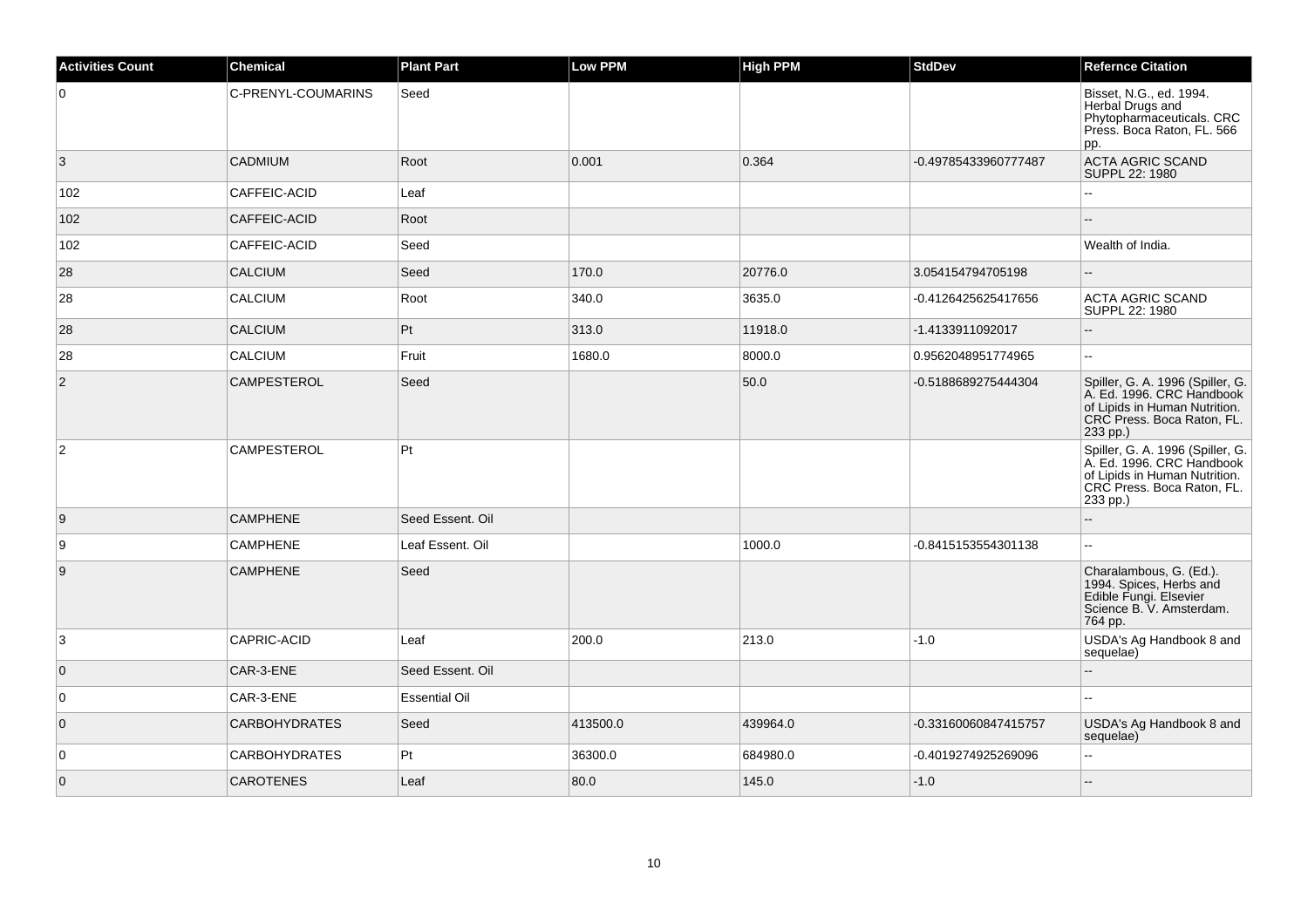| Activities Count | Chemical | Plant Part | Low PPM | High PPM | StdDev | Refernce Citation |
|---|---|---|---|---|---|---|
| 0 | C-PRENYL-COUMARINS | Seed | | | | Bisset, N.G., ed. 1994. Herbal Drugs and Phytopharmaceuticals. CRC Press. Boca Raton, FL. 566 pp. |
| 3 | CADMIUM | Root | 0.001 | 0.364 | -0.49785433960777487 | ACTA AGRIC SCAND SUPPL 22: 1980 |
| 102 | CAFFEIC-ACID | Leaf | | | | -- |
| 102 | CAFFEIC-ACID | Root | | | | -- |
| 102 | CAFFEIC-ACID | Seed | | | | Wealth of India. |
| 28 | CALCIUM | Seed | 170.0 | 20776.0 | 3.054154794705198 | -- |
| 28 | CALCIUM | Root | 340.0 | 3635.0 | -0.4126425625417656 | ACTA AGRIC SCAND SUPPL 22: 1980 |
| 28 | CALCIUM | Pt | 313.0 | 11918.0 | -1.4133911092017 | -- |
| 28 | CALCIUM | Fruit | 1680.0 | 8000.0 | 0.9562048951774965 | -- |
| 2 | CAMPESTEROL | Seed | | 50.0 | -0.5188689275444304 | Spiller, G. A. 1996 (Spiller, G. A. Ed. 1996. CRC Handbook of Lipids in Human Nutrition. CRC Press. Boca Raton, FL. 233 pp.) |
| 2 | CAMPESTEROL | Pt | | | | Spiller, G. A. 1996 (Spiller, G. A. Ed. 1996. CRC Handbook of Lipids in Human Nutrition. CRC Press. Boca Raton, FL. 233 pp.) |
| 9 | CAMPHENE | Seed Essent. Oil | | | | -- |
| 9 | CAMPHENE | Leaf Essent. Oil | | 1000.0 | -0.8415153554301138 | -- |
| 9 | CAMPHENE | Seed | | | | Charalambous, G. (Ed.). 1994. Spices, Herbs and Edible Fungi. Elsevier Science B. V. Amsterdam. 764 pp. |
| 3 | CAPRIC-ACID | Leaf | 200.0 | 213.0 | -1.0 | USDA's Ag Handbook 8 and sequelae) |
| 0 | CAR-3-ENE | Seed Essent. Oil | | | | -- |
| 0 | CAR-3-ENE | Essential Oil | | | | -- |
| 0 | CARBOHYDRATES | Seed | 413500.0 | 439964.0 | -0.33160060847415757 | USDA's Ag Handbook 8 and sequelae) |
| 0 | CARBOHYDRATES | Pt | 36300.0 | 684980.0 | -0.4019274925269096 | -- |
| 0 | CAROTENES | Leaf | 80.0 | 145.0 | -1.0 | -- |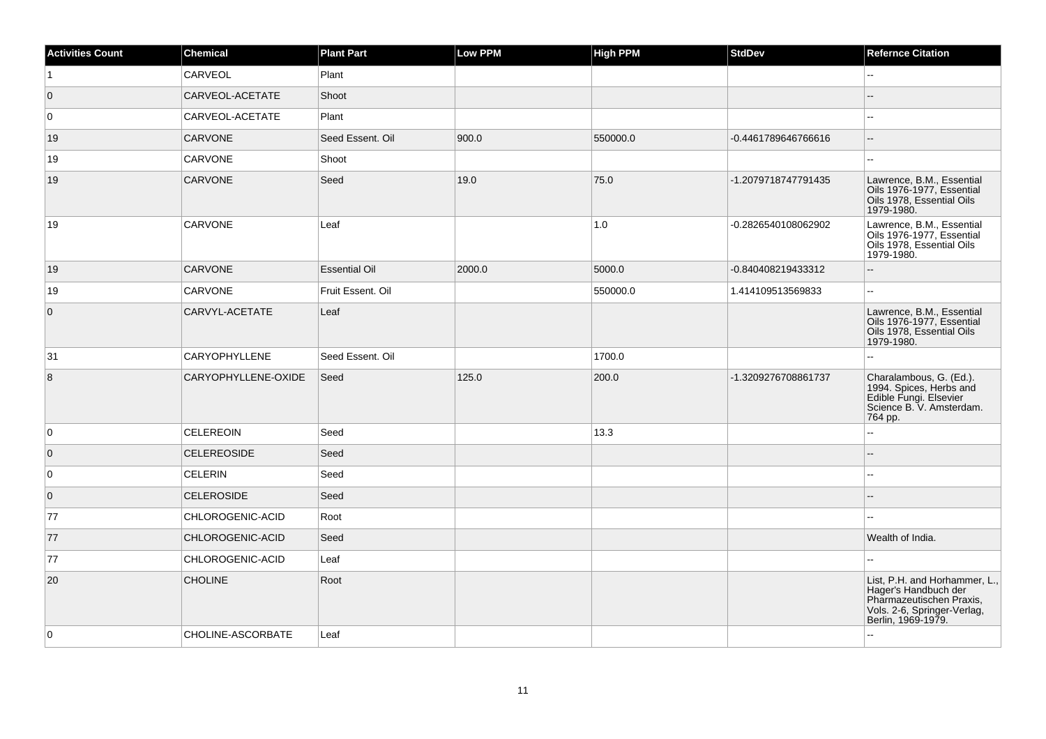| Activities Count | Chemical | Plant Part | Low PPM | High PPM | StdDev | Refernce Citation |
|---|---|---|---|---|---|---|
| 1 | CARVEOL | Plant | | | | -- |
| 0 | CARVEOL-ACETATE | Shoot | | | | -- |
| 0 | CARVEOL-ACETATE | Plant | | | | -- |
| 19 | CARVONE | Seed Essent. Oil | 900.0 | 550000.0 | -0.4461789646766616 | -- |
| 19 | CARVONE | Shoot | | | | -- |
| 19 | CARVONE | Seed | 19.0 | 75.0 | -1.2079718747791435 | Lawrence, B.M., Essential Oils 1976-1977, Essential Oils 1978, Essential Oils 1979-1980. |
| 19 | CARVONE | Leaf | | 1.0 | -0.2826540108062902 | Lawrence, B.M., Essential Oils 1976-1977, Essential Oils 1978, Essential Oils 1979-1980. |
| 19 | CARVONE | Essential Oil | 2000.0 | 5000.0 | -0.840408219433312 | -- |
| 19 | CARVONE | Fruit Essent. Oil | | 550000.0 | 1.414109513569833 | -- |
| 0 | CARVYL-ACETATE | Leaf | | | | Lawrence, B.M., Essential Oils 1976-1977, Essential Oils 1978, Essential Oils 1979-1980. |
| 31 | CARYOPHYLLENE | Seed Essent. Oil | | 1700.0 | | -- |
| 8 | CARYOPHYLLENE-OXIDE | Seed | 125.0 | 200.0 | -1.3209276708861737 | Charalambous, G. (Ed.). 1994. Spices, Herbs and Edible Fungi. Elsevier Science B. V. Amsterdam. 764 pp. |
| 0 | CELEREOIN | Seed | | 13.3 | | -- |
| 0 | CELEREOSIDE | Seed | | | | -- |
| 0 | CELERIN | Seed | | | | -- |
| 0 | CELEROSIDE | Seed | | | | -- |
| 77 | CHLOROGENIC-ACID | Root | | | | -- |
| 77 | CHLOROGENIC-ACID | Seed | | | | Wealth of India. |
| 77 | CHLOROGENIC-ACID | Leaf | | | | -- |
| 20 | CHOLINE | Root | | | | List, P.H. and Horhammer, L., Hager's Handbuch der Pharmazeutischen Praxis, Vols. 2-6, Springer-Verlag, Berlin, 1969-1979. |
| 0 | CHOLINE-ASCORBATE | Leaf | | | | -- |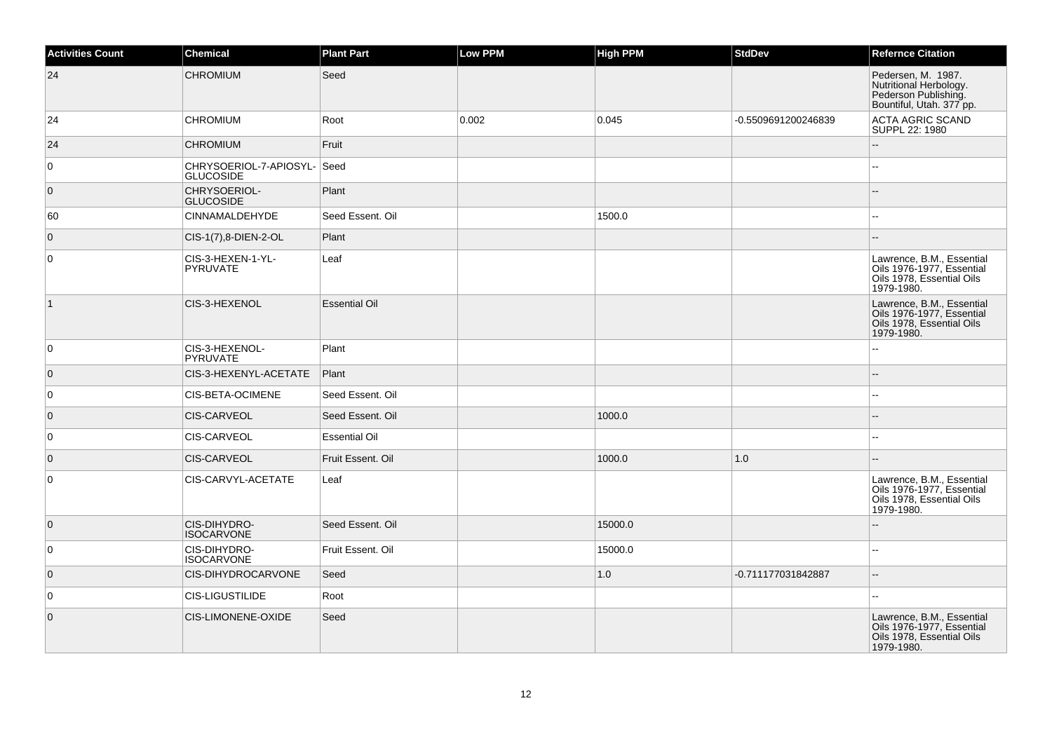| Activities Count | Chemical | Plant Part | Low PPM | High PPM | StdDev | Refernce Citation |
|---|---|---|---|---|---|---|
| 24 | CHROMIUM | Seed | | | | Pedersen, M. 1987. Nutritional Herbology. Pederson Publishing. Bountiful, Utah. 377 pp. |
| 24 | CHROMIUM | Root | 0.002 | 0.045 | -0.5509691200246839 | ACTA AGRIC SCAND SUPPL 22: 1980 |
| 24 | CHROMIUM | Fruit | | | | -- |
| 0 | CHRYSOERIOL-7-APIOSYL-GLUCOSIDE | Seed | | | | -- |
| 0 | CHRYSOERIOL-GLUCOSIDE | Plant | | | | -- |
| 60 | CINNAMALDEHYDE | Seed Essent. Oil | | 1500.0 | | -- |
| 0 | CIS-1(7),8-DIEN-2-OL | Plant | | | | -- |
| 0 | CIS-3-HEXEN-1-YL-PYRUVATE | Leaf | | | | Lawrence, B.M., Essential Oils 1976-1977, Essential Oils 1978, Essential Oils 1979-1980. |
| 1 | CIS-3-HEXENOL | Essential Oil | | | | Lawrence, B.M., Essential Oils 1976-1977, Essential Oils 1978, Essential Oils 1979-1980. |
| 0 | CIS-3-HEXENOL-PYRUVATE | Plant | | | | -- |
| 0 | CIS-3-HEXENYL-ACETATE | Plant | | | | -- |
| 0 | CIS-BETA-OCIMENE | Seed Essent. Oil | | | | -- |
| 0 | CIS-CARVEOL | Seed Essent. Oil | | 1000.0 | | -- |
| 0 | CIS-CARVEOL | Essential Oil | | | | -- |
| 0 | CIS-CARVEOL | Fruit Essent. Oil | | 1000.0 | 1.0 | -- |
| 0 | CIS-CARVYL-ACETATE | Leaf | | | | Lawrence, B.M., Essential Oils 1976-1977, Essential Oils 1978, Essential Oils 1979-1980. |
| 0 | CIS-DIHYDRO-ISOCARVONE | Seed Essent. Oil | | 15000.0 | | -- |
| 0 | CIS-DIHYDRO-ISOCARVONE | Fruit Essent. Oil | | 15000.0 | | -- |
| 0 | CIS-DIHYDROCARVONE | Seed | | 1.0 | -0.711177031842887 | -- |
| 0 | CIS-LIGUSTILIDE | Root | | | | -- |
| 0 | CIS-LIMONENE-OXIDE | Seed | | | | Lawrence, B.M., Essential Oils 1976-1977, Essential Oils 1978, Essential Oils 1979-1980. |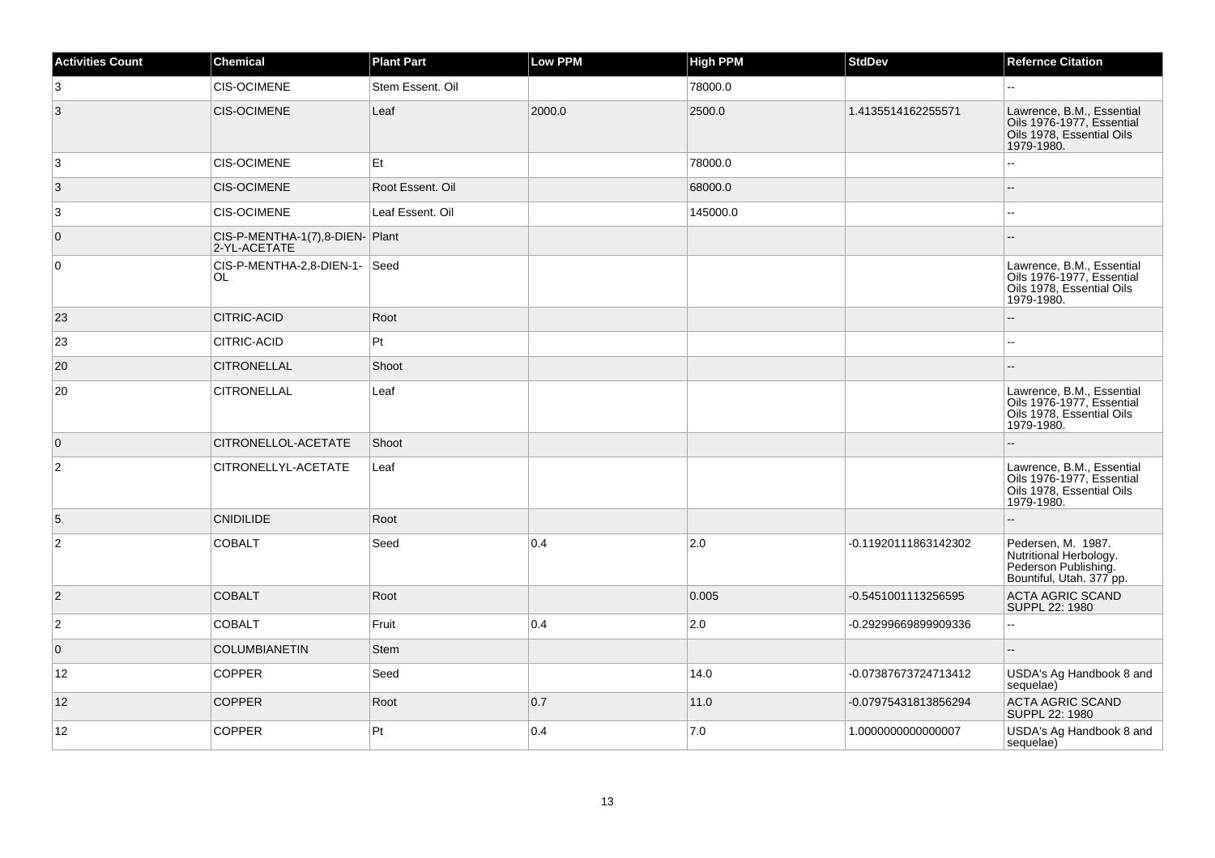| Activities Count | Chemical | Plant Part | Low PPM | High PPM | StdDev | Refernce Citation |
| --- | --- | --- | --- | --- | --- | --- |
| 3 | CIS-OCIMENE | Stem Essent. Oil | | 78000.0 | | -- |
| 3 | CIS-OCIMENE | Leaf | 2000.0 | 2500.0 | 1.4135514162255571 | Lawrence, B.M., Essential Oils 1976-1977, Essential Oils 1978, Essential Oils 1979-1980. |
| 3 | CIS-OCIMENE | Et | | 78000.0 | | -- |
| 3 | CIS-OCIMENE | Root Essent. Oil | | 68000.0 | | -- |
| 3 | CIS-OCIMENE | Leaf Essent. Oil | | 145000.0 | | -- |
| 0 | CIS-P-MENTHA-1(7),8-DIEN-2-YL-ACETATE | Plant | | | | -- |
| 0 | CIS-P-MENTHA-2,8-DIEN-1-OL | Seed | | | | Lawrence, B.M., Essential Oils 1976-1977, Essential Oils 1978, Essential Oils 1979-1980. |
| 23 | CITRIC-ACID | Root | | | | -- |
| 23 | CITRIC-ACID | Pt | | | | -- |
| 20 | CITRONELLAL | Shoot | | | | -- |
| 20 | CITRONELLAL | Leaf | | | | Lawrence, B.M., Essential Oils 1976-1977, Essential Oils 1978, Essential Oils 1979-1980. |
| 0 | CITRONELLOL-ACETATE | Shoot | | | | -- |
| 2 | CITRONELLYL-ACETATE | Leaf | | | | Lawrence, B.M., Essential Oils 1976-1977, Essential Oils 1978, Essential Oils 1979-1980. |
| 5 | CNIDILIDE | Root | | | | -- |
| 2 | COBALT | Seed | 0.4 | 2.0 | -0.11920111863142302 | Pedersen, M. 1987. Nutritional Herbology. Pederson Publishing. Bountiful, Utah. 377 pp. |
| 2 | COBALT | Root | | 0.005 | -0.5451001113256595 | ACTA AGRIC SCAND SUPPL 22: 1980 |
| 2 | COBALT | Fruit | 0.4 | 2.0 | -0.29299669899909336 | -- |
| 0 | COLUMBIANETIN | Stem | | | | -- |
| 12 | COPPER | Seed | | 14.0 | -0.07387673724713412 | USDA's Ag Handbook 8 and sequelae) |
| 12 | COPPER | Root | 0.7 | 11.0 | -0.07975431813856294 | ACTA AGRIC SCAND SUPPL 22: 1980 |
| 12 | COPPER | Pt | 0.4 | 7.0 | 1.0000000000000007 | USDA's Ag Handbook 8 and sequelae) |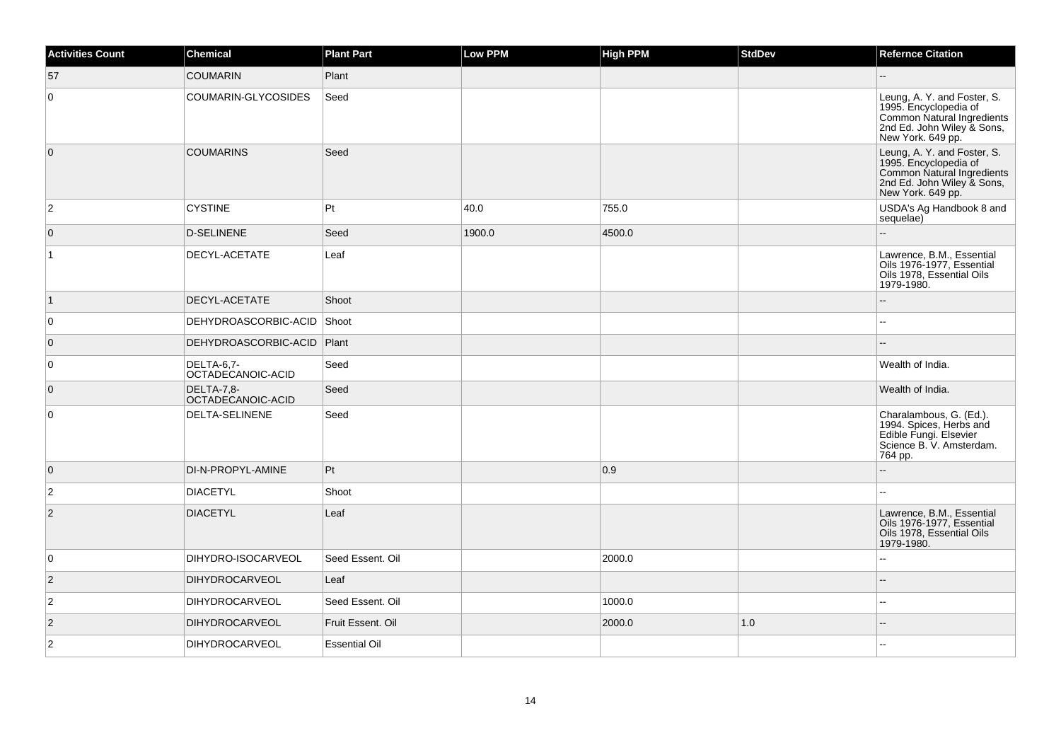| Activities Count | Chemical | Plant Part | Low PPM | High PPM | StdDev | Refernce Citation |
|---|---|---|---|---|---|---|
| 57 | COUMARIN | Plant | | | | -- |
| 0 | COUMARIN-GLYCOSIDES | Seed | | | | Leung, A. Y. and Foster, S. 1995. Encyclopedia of Common Natural Ingredients 2nd Ed. John Wiley & Sons, New York. 649 pp. |
| 0 | COUMARINS | Seed | | | | Leung, A. Y. and Foster, S. 1995. Encyclopedia of Common Natural Ingredients 2nd Ed. John Wiley & Sons, New York. 649 pp. |
| 2 | CYSTINE | Pt | 40.0 | 755.0 | | USDA's Ag Handbook 8 and sequelae) |
| 0 | D-SELINENE | Seed | 1900.0 | 4500.0 | | -- |
| 1 | DECYL-ACETATE | Leaf | | | | Lawrence, B.M., Essential Oils 1976-1977, Essential Oils 1978, Essential Oils 1979-1980. |
| 1 | DECYL-ACETATE | Shoot | | | | -- |
| 0 | DEHYDROASCORBIC-ACID | Shoot | | | | -- |
| 0 | DEHYDROASCORBIC-ACID | Plant | | | | -- |
| 0 | DELTA-6,7-OCTADECANOIC-ACID | Seed | | | | Wealth of India. |
| 0 | DELTA-7,8-OCTADECANOIC-ACID | Seed | | | | Wealth of India. |
| 0 | DELTA-SELINENE | Seed | | | | Charalambous, G. (Ed.). 1994. Spices, Herbs and Edible Fungi. Elsevier Science B. V. Amsterdam. 764 pp. |
| 0 | DI-N-PROPYL-AMINE | Pt | | 0.9 | | -- |
| 2 | DIACETYL | Shoot | | | | -- |
| 2 | DIACETYL | Leaf | | | | Lawrence, B.M., Essential Oils 1976-1977, Essential Oils 1978, Essential Oils 1979-1980. |
| 0 | DIHYDRO-ISOCARVEOL | Seed Essent. Oil | | 2000.0 | | -- |
| 2 | DIHYDROCARVEOL | Leaf | | | | -- |
| 2 | DIHYDROCARVEOL | Seed Essent. Oil | | 1000.0 | | -- |
| 2 | DIHYDROCARVEOL | Fruit Essent. Oil | | 2000.0 | 1.0 | -- |
| 2 | DIHYDROCARVEOL | Essential Oil | | | | -- |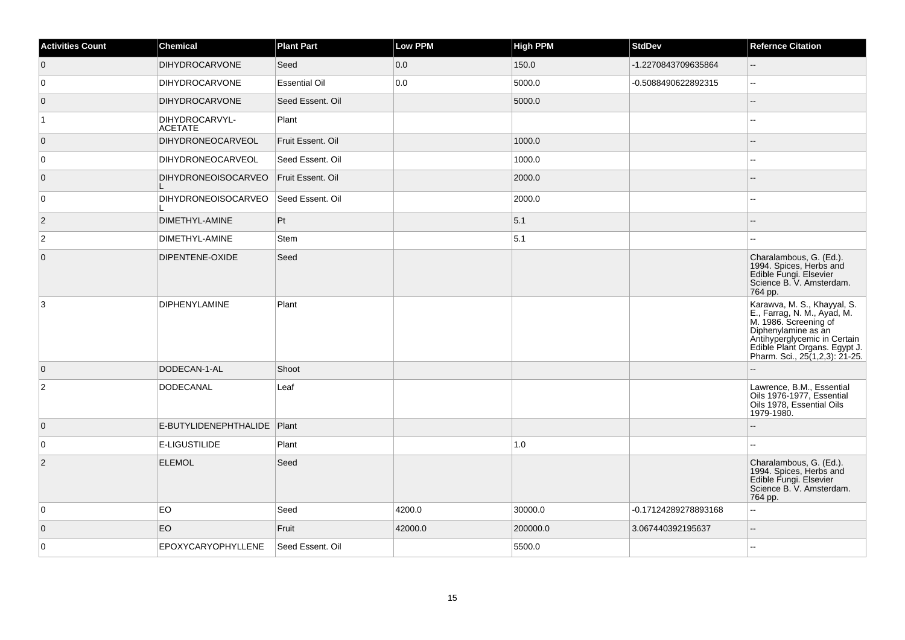| Activities Count | Chemical | Plant Part | Low PPM | High PPM | StdDev | Refernce Citation |
|---|---|---|---|---|---|---|
| 0 | DIHYDROCARVONE | Seed | 0.0 | 150.0 | -1.2270843709635864 | -- |
| 0 | DIHYDROCARVONE | Essential Oil | 0.0 | 5000.0 | -0.5088490622892315 | -- |
| 0 | DIHYDROCARVONE | Seed Essent. Oil | | 5000.0 | | -- |
| 1 | DIHYDROCARVYL-ACETATE | Plant | | | | -- |
| 0 | DIHYDRONEOCARVEOL | Fruit Essent. Oil | | 1000.0 | | -- |
| 0 | DIHYDRONEOCARVEOL | Seed Essent. Oil | | 1000.0 | | -- |
| 0 | DIHYDRONEOISOCARVEOL | Fruit Essent. Oil | | 2000.0 | | -- |
| 0 | DIHYDRONEOISOCARVEOL | Seed Essent. Oil | | 2000.0 | | -- |
| 2 | DIMETHYL-AMINE | Pt | | 5.1 | | -- |
| 2 | DIMETHYL-AMINE | Stem | | 5.1 | | -- |
| 0 | DIPENTENE-OXIDE | Seed | | | | Charalambous, G. (Ed.). 1994. Spices, Herbs and Edible Fungi. Elsevier Science B. V. Amsterdam. 764 pp. |
| 3 | DIPHENYLAMINE | Plant | | | | Karawva, M. S., Khayyal, S. E., Farrag, N. M., Ayad, M. M. 1986. Screening of Diphenylamine as an Antihyperglycemic in Certain Edible Plant Organs. Egypt J. Pharm. Sci., 25(1,2,3): 21-25. |
| 0 | DODECAN-1-AL | Shoot | | | | -- |
| 2 | DODECANAL | Leaf | | | | Lawrence, B.M., Essential Oils 1976-1977, Essential Oils 1978, Essential Oils 1979-1980. |
| 0 | E-BUTYLIDENEPHTHALIDE | Plant | | | | -- |
| 0 | E-LIGUSTILIDE | Plant | | 1.0 | | -- |
| 2 | ELEMOL | Seed | | | | Charalambous, G. (Ed.). 1994. Spices, Herbs and Edible Fungi. Elsevier Science B. V. Amsterdam. 764 pp. |
| 0 | EO | Seed | 4200.0 | 30000.0 | -0.17124289278893168 | -- |
| 0 | EO | Fruit | 42000.0 | 200000.0 | 3.067440392195637 | -- |
| 0 | EPOXYCARYOPHYLLENE | Seed Essent. Oil | | 5500.0 | | -- |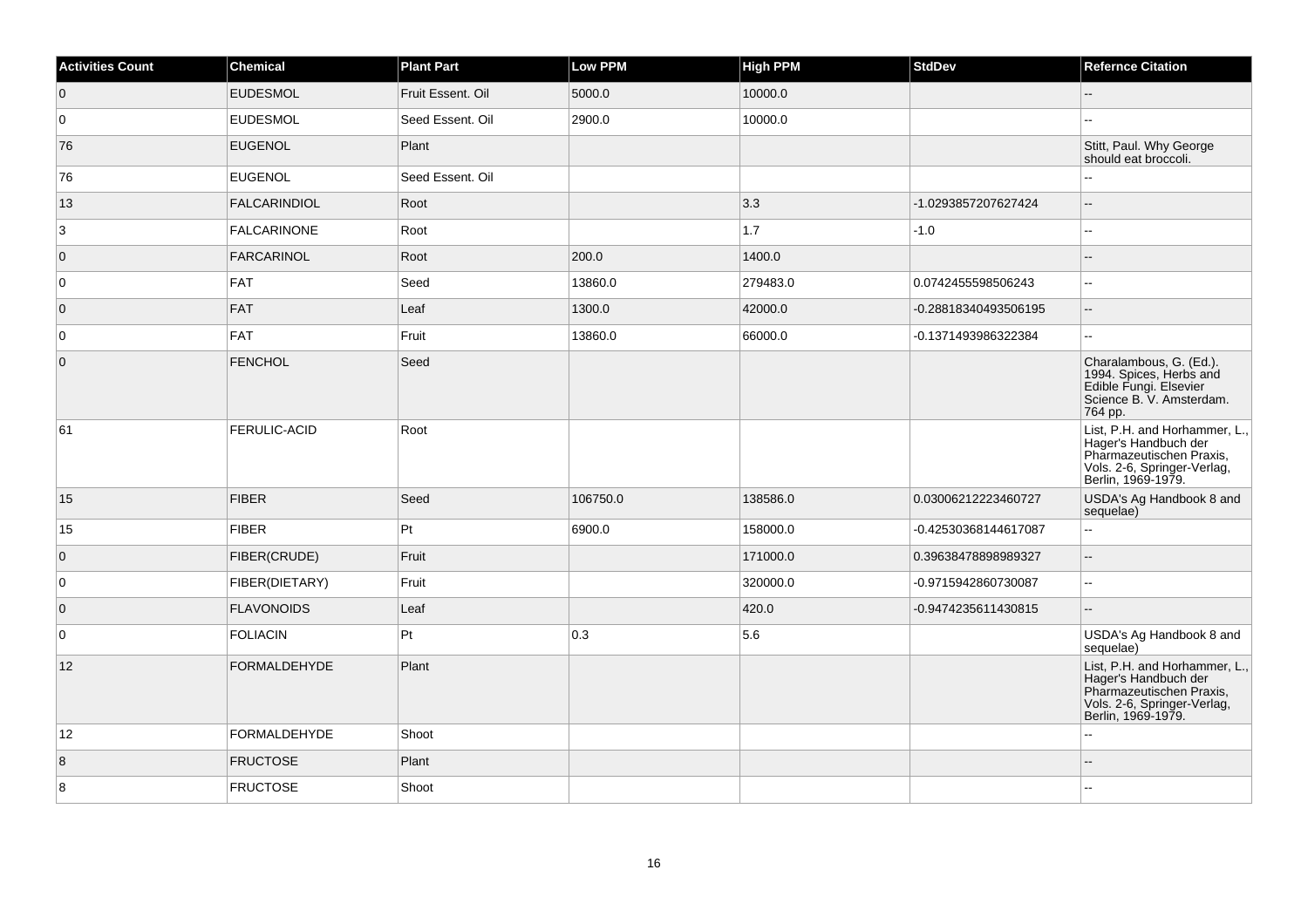| Activities Count | Chemical | Plant Part | Low PPM | High PPM | StdDev | Refernce Citation |
|---|---|---|---|---|---|---|
| 0 | EUDESMOL | Fruit Essent. Oil | 5000.0 | 10000.0 | | -- |
| 0 | EUDESMOL | Seed Essent. Oil | 2900.0 | 10000.0 | | -- |
| 76 | EUGENOL | Plant | | | | Stitt, Paul. Why George should eat broccoli. |
| 76 | EUGENOL | Seed Essent. Oil | | | | -- |
| 13 | FALCARINDIOL | Root | | 3.3 | -1.0293857207627424 | -- |
| 3 | FALCARINONE | Root | | 1.7 | -1.0 | -- |
| 0 | FARCARINOL | Root | 200.0 | 1400.0 | | -- |
| 0 | FAT | Seed | 13860.0 | 279483.0 | 0.0742455598506243 | -- |
| 0 | FAT | Leaf | 1300.0 | 42000.0 | -0.28818340493506195 | -- |
| 0 | FAT | Fruit | 13860.0 | 66000.0 | -0.1371493986322384 | -- |
| 0 | FENCHOL | Seed | | | | Charalambous, G. (Ed.). 1994. Spices, Herbs and Edible Fungi. Elsevier Science B. V. Amsterdam. 764 pp. |
| 61 | FERULIC-ACID | Root | | | | List, P.H. and Horhammer, L., Hager's Handbuch der Pharmazeutischen Praxis, Vols. 2-6, Springer-Verlag, Berlin, 1969-1979. |
| 15 | FIBER | Seed | 106750.0 | 138586.0 | 0.03006212223460727 | USDA's Ag Handbook 8 and sequelae) |
| 15 | FIBER | Pt | 6900.0 | 158000.0 | -0.42530368144617087 | -- |
| 0 | FIBER(CRUDE) | Fruit | | 171000.0 | 0.39638478898989327 | -- |
| 0 | FIBER(DIETARY) | Fruit | | 320000.0 | -0.9715942860730087 | -- |
| 0 | FLAVONOIDS | Leaf | | 420.0 | -0.9474235611430815 | -- |
| 0 | FOLIACIN | Pt | 0.3 | 5.6 | | USDA's Ag Handbook 8 and sequelae) |
| 12 | FORMALDEHYDE | Plant | | | | List, P.H. and Horhammer, L., Hager's Handbuch der Pharmazeutischen Praxis, Vols. 2-6, Springer-Verlag, Berlin, 1969-1979. |
| 12 | FORMALDEHYDE | Shoot | | | | -- |
| 8 | FRUCTOSE | Plant | | | | -- |
| 8 | FRUCTOSE | Shoot | | | | -- |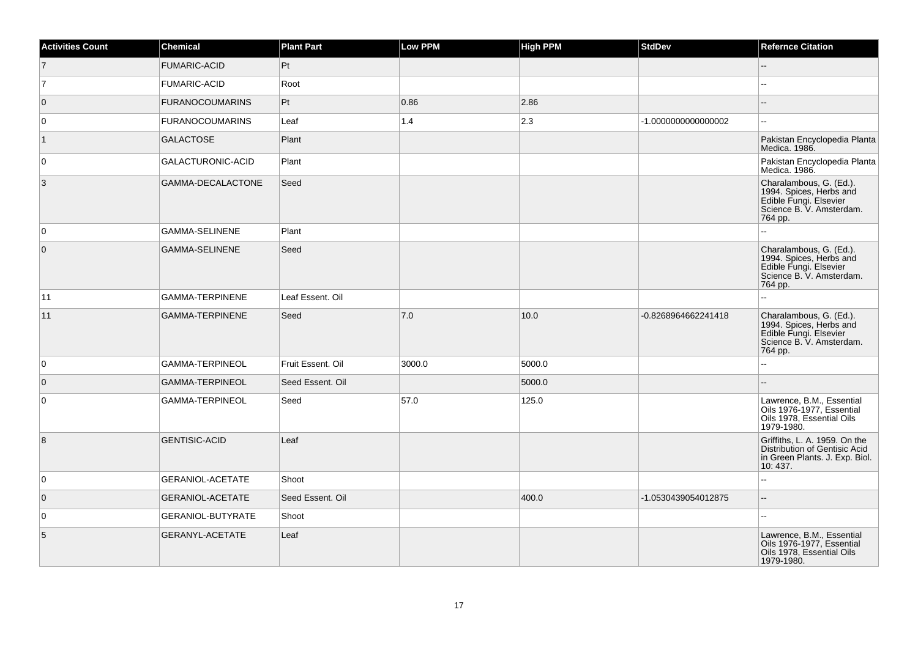| Activities Count | Chemical | Plant Part | Low PPM | High PPM | StdDev | Refernce Citation |
| --- | --- | --- | --- | --- | --- | --- |
| 7 | FUMARIC-ACID | Pt | | | | -- |
| 7 | FUMARIC-ACID | Root | | | | -- |
| 0 | FURANOCOUMARINS | Pt | 0.86 | 2.86 | | -- |
| 0 | FURANOCOUMARINS | Leaf | 1.4 | 2.3 | -1.0000000000000002 | -- |
| 1 | GALACTOSE | Plant | | | | Pakistan Encyclopedia Planta Medica. 1986. |
| 0 | GALACTURONIC-ACID | Plant | | | | Pakistan Encyclopedia Planta Medica. 1986. |
| 3 | GAMMA-DECALACTONE | Seed | | | | Charalambous, G. (Ed.). 1994. Spices, Herbs and Edible Fungi. Elsevier Science B. V. Amsterdam. 764 pp. |
| 0 | GAMMA-SELINENE | Plant | | | | -- |
| 0 | GAMMA-SELINENE | Seed | | | | Charalambous, G. (Ed.). 1994. Spices, Herbs and Edible Fungi. Elsevier Science B. V. Amsterdam. 764 pp. |
| 11 | GAMMA-TERPINENE | Leaf Essent. Oil | | | | -- |
| 11 | GAMMA-TERPINENE | Seed | 7.0 | 10.0 | -0.8268964662241418 | Charalambous, G. (Ed.). 1994. Spices, Herbs and Edible Fungi. Elsevier Science B. V. Amsterdam. 764 pp. |
| 0 | GAMMA-TERPINEOL | Fruit Essent. Oil | 3000.0 | 5000.0 | | -- |
| 0 | GAMMA-TERPINEOL | Seed Essent. Oil | | 5000.0 | | -- |
| 0 | GAMMA-TERPINEOL | Seed | 57.0 | 125.0 | | Lawrence, B.M., Essential Oils 1976-1977, Essential Oils 1978, Essential Oils 1979-1980. |
| 8 | GENTISIC-ACID | Leaf | | | | Griffiths, L. A. 1959. On the Distribution of Gentisic Acid in Green Plants. J. Exp. Biol. 10: 437. |
| 0 | GERANIOL-ACETATE | Shoot | | | | -- |
| 0 | GERANIOL-ACETATE | Seed Essent. Oil | | 400.0 | -1.0530439054012875 | -- |
| 0 | GERANIOL-BUTYRATE | Shoot | | | | -- |
| 5 | GERANYL-ACETATE | Leaf | | | | Lawrence, B.M., Essential Oils 1976-1977, Essential Oils 1978, Essential Oils 1979-1980. |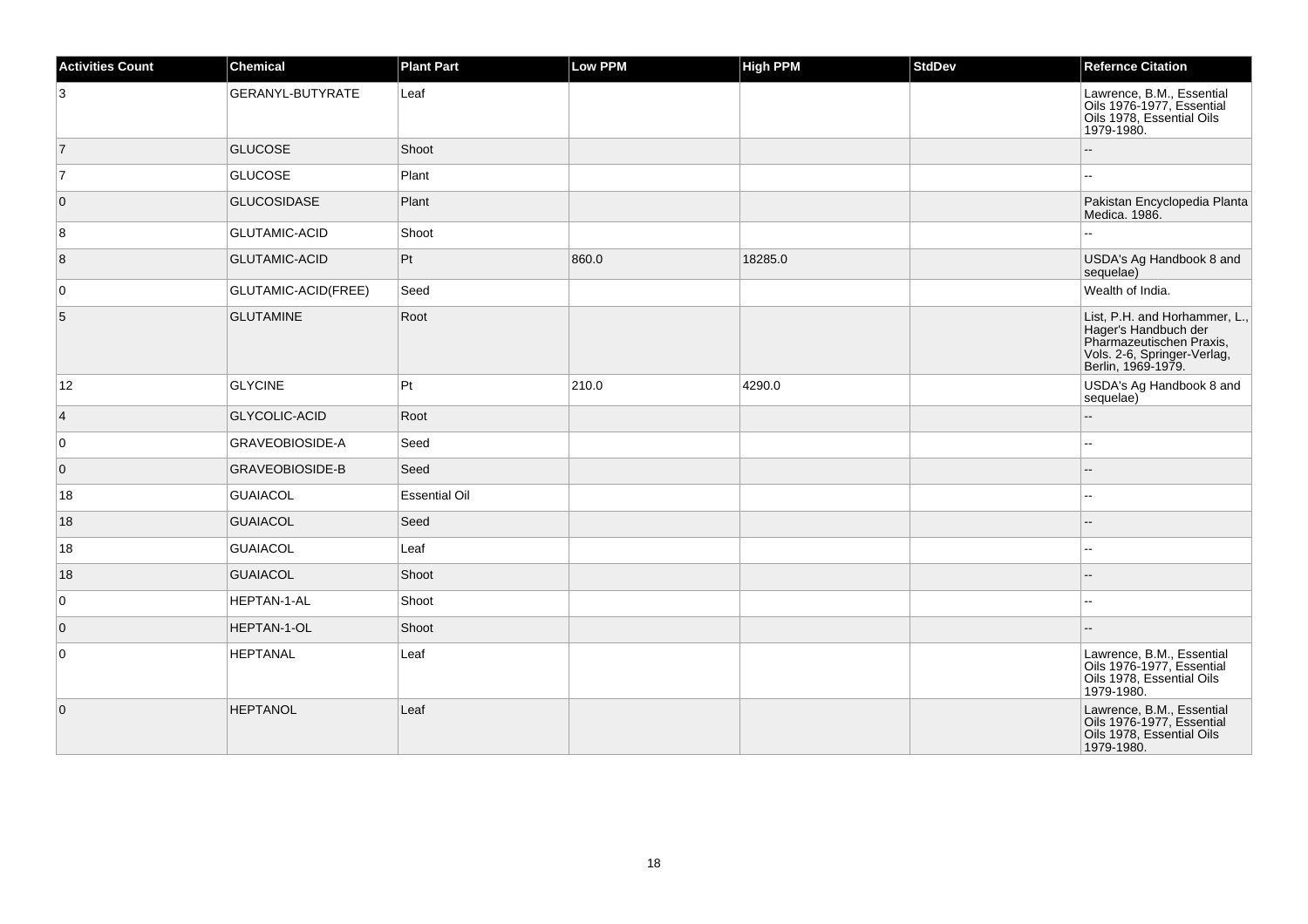| Activities Count | Chemical | Plant Part | Low PPM | High PPM | StdDev | Refernce Citation |
|---|---|---|---|---|---|---|
| 3 | GERANYL-BUTYRATE | Leaf | | | | Lawrence, B.M., Essential Oils 1976-1977, Essential Oils 1978, Essential Oils 1979-1980. |
| 7 | GLUCOSE | Shoot | | | | -- |
| 7 | GLUCOSE | Plant | | | | -- |
| 0 | GLUCOSIDASE | Plant | | | | Pakistan Encyclopedia Planta Medica. 1986. |
| 8 | GLUTAMIC-ACID | Shoot | | | | -- |
| 8 | GLUTAMIC-ACID | Pt | 860.0 | 18285.0 | | USDA's Ag Handbook 8 and sequelae) |
| 0 | GLUTAMIC-ACID(FREE) | Seed | | | | Wealth of India. |
| 5 | GLUTAMINE | Root | | | | List, P.H. and Horhammer, L., Hager's Handbuch der Pharmazeutischen Praxis, Vols. 2-6, Springer-Verlag, Berlin, 1969-1979. |
| 12 | GLYCINE | Pt | 210.0 | 4290.0 | | USDA's Ag Handbook 8 and sequelae) |
| 4 | GLYCOLIC-ACID | Root | | | | -- |
| 0 | GRAVEOBIOSIDE-A | Seed | | | | -- |
| 0 | GRAVEOBIOSIDE-B | Seed | | | | -- |
| 18 | GUAIACOL | Essential Oil | | | | -- |
| 18 | GUAIACOL | Seed | | | | -- |
| 18 | GUAIACOL | Leaf | | | | -- |
| 18 | GUAIACOL | Shoot | | | | -- |
| 0 | HEPTAN-1-AL | Shoot | | | | -- |
| 0 | HEPTAN-1-OL | Shoot | | | | -- |
| 0 | HEPTANAL | Leaf | | | | Lawrence, B.M., Essential Oils 1976-1977, Essential Oils 1978, Essential Oils 1979-1980. |
| 0 | HEPTANOL | Leaf | | | | Lawrence, B.M., Essential Oils 1976-1977, Essential Oils 1978, Essential Oils 1979-1980. |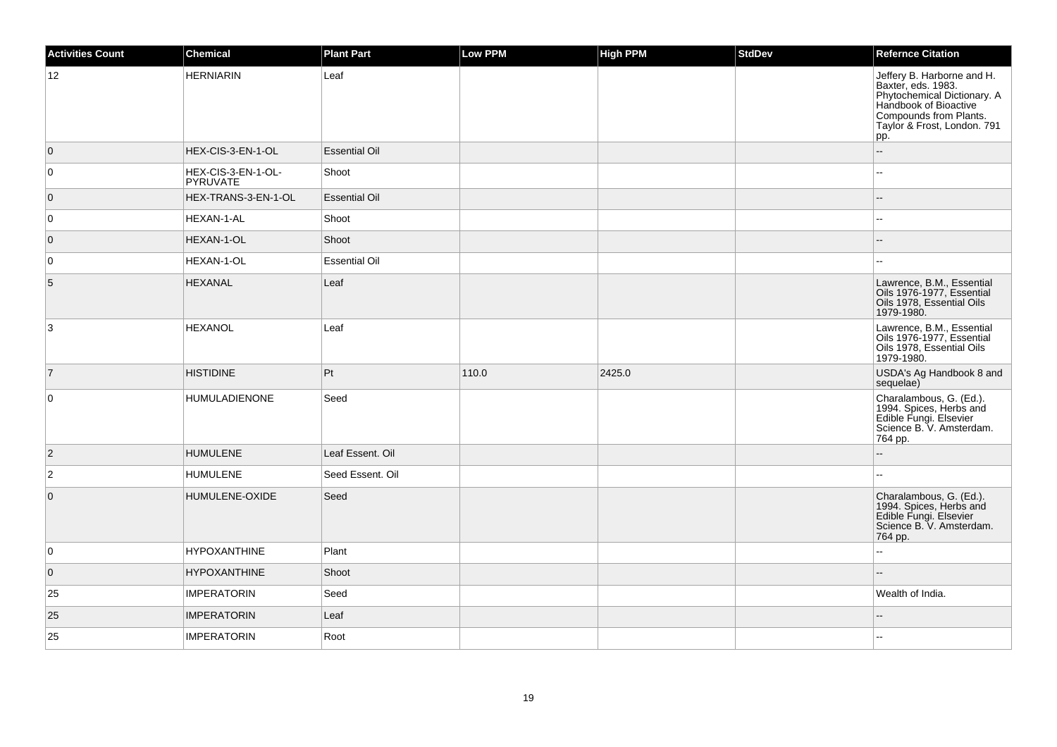| Activities Count | Chemical | Plant Part | Low PPM | High PPM | StdDev | Refernce Citation |
|---|---|---|---|---|---|---|
| 12 | HERNIARIN | Leaf | | | | Jeffery B. Harborne and H. Baxter, eds. 1983. Phytochemical Dictionary. A Handbook of Bioactive Compounds from Plants. Taylor & Frost, London. 791 pp. |
| 0 | HEX-CIS-3-EN-1-OL | Essential Oil | | | | -- |
| 0 | HEX-CIS-3-EN-1-OL-PYRUVATE | Shoot | | | | -- |
| 0 | HEX-TRANS-3-EN-1-OL | Essential Oil | | | | -- |
| 0 | HEXAN-1-AL | Shoot | | | | -- |
| 0 | HEXAN-1-OL | Shoot | | | | -- |
| 0 | HEXAN-1-OL | Essential Oil | | | | -- |
| 5 | HEXANAL | Leaf | | | | Lawrence, B.M., Essential Oils 1976-1977, Essential Oils 1978, Essential Oils 1979-1980. |
| 3 | HEXANOL | Leaf | | | | Lawrence, B.M., Essential Oils 1976-1977, Essential Oils 1978, Essential Oils 1979-1980. |
| 7 | HISTIDINE | Pt | 110.0 | 2425.0 | | USDA's Ag Handbook 8 and sequelae) |
| 0 | HUMULADIENONE | Seed | | | | Charalambous, G. (Ed.). 1994. Spices, Herbs and Edible Fungi. Elsevier Science B. V. Amsterdam. 764 pp. |
| 2 | HUMULENE | Leaf Essent. Oil | | | | -- |
| 2 | HUMULENE | Seed Essent. Oil | | | | -- |
| 0 | HUMULENE-OXIDE | Seed | | | | Charalambous, G. (Ed.). 1994. Spices, Herbs and Edible Fungi. Elsevier Science B. V. Amsterdam. 764 pp. |
| 0 | HYPOXANTHINE | Plant | | | | -- |
| 0 | HYPOXANTHINE | Shoot | | | | -- |
| 25 | IMPERATORIN | Seed | | | | Wealth of India. |
| 25 | IMPERATORIN | Leaf | | | | -- |
| 25 | IMPERATORIN | Root | | | | -- |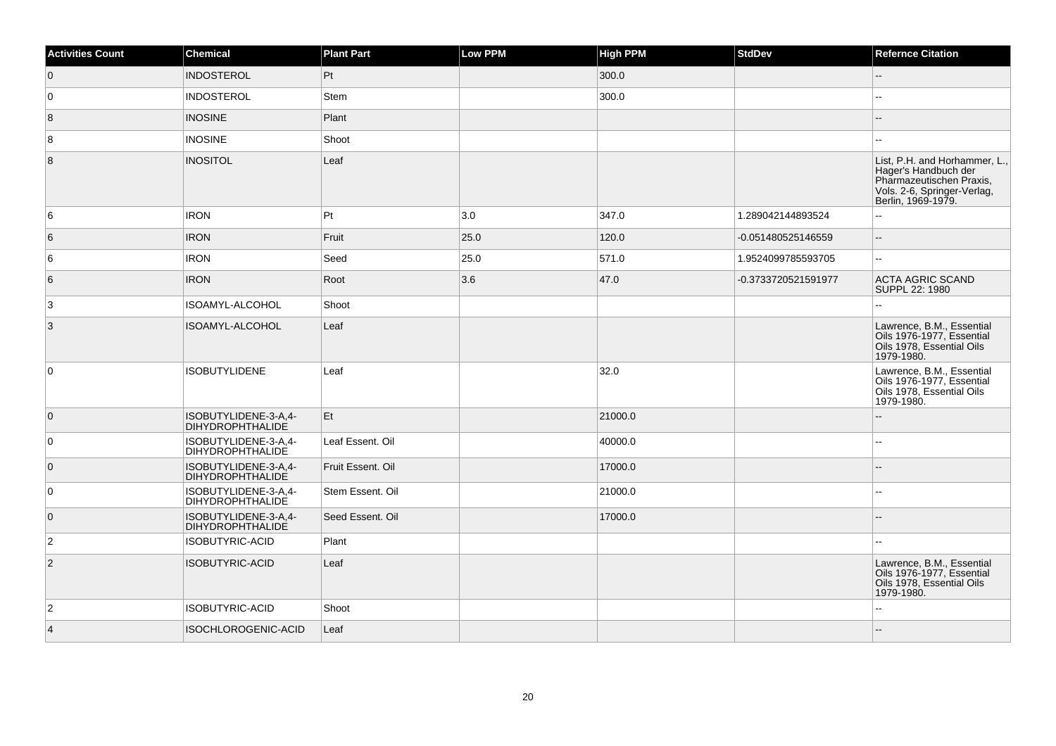| Activities Count | Chemical | Plant Part | Low PPM | High PPM | StdDev | Refernce Citation |
| --- | --- | --- | --- | --- | --- | --- |
| 0 | INDOSTEROL | Pt | | 300.0 | | -- |
| 0 | INDOSTEROL | Stem | | 300.0 | | -- |
| 8 | INOSINE | Plant | | | | -- |
| 8 | INOSINE | Shoot | | | | -- |
| 8 | INOSITOL | Leaf | | | | List, P.H. and Horhammer, L., Hager's Handbuch der Pharmazeutischen Praxis, Vols. 2-6, Springer-Verlag, Berlin, 1969-1979. |
| 6 | IRON | Pt | 3.0 | 347.0 | 1.289042144893524 | -- |
| 6 | IRON | Fruit | 25.0 | 120.0 | -0.051480525146559 | -- |
| 6 | IRON | Seed | 25.0 | 571.0 | 1.9524099785593705 | -- |
| 6 | IRON | Root | 3.6 | 47.0 | -0.3733720521591977 | ACTA AGRIC SCAND SUPPL 22: 1980 |
| 3 | ISOAMYL-ALCOHOL | Shoot | | | | -- |
| 3 | ISOAMYL-ALCOHOL | Leaf | | | | Lawrence, B.M., Essential Oils 1976-1977, Essential Oils 1978, Essential Oils 1979-1980. |
| 0 | ISOBUTYLIDENE | Leaf | | 32.0 | | Lawrence, B.M., Essential Oils 1976-1977, Essential Oils 1978, Essential Oils 1979-1980. |
| 0 | ISOBUTYLIDENE-3-A,4-DIHYDROPHTHALIDE | Et | | 21000.0 | | -- |
| 0 | ISOBUTYLIDENE-3-A,4-DIHYDROPHTHALIDE | Leaf Essent. Oil | | 40000.0 | | -- |
| 0 | ISOBUTYLIDENE-3-A,4-DIHYDROPHTHALIDE | Fruit Essent. Oil | | 17000.0 | | -- |
| 0 | ISOBUTYLIDENE-3-A,4-DIHYDROPHTHALIDE | Stem Essent. Oil | | 21000.0 | | -- |
| 0 | ISOBUTYLIDENE-3-A,4-DIHYDROPHTHALIDE | Seed Essent. Oil | | 17000.0 | | -- |
| 2 | ISOBUTYRIC-ACID | Plant | | | | -- |
| 2 | ISOBUTYRIC-ACID | Leaf | | | | Lawrence, B.M., Essential Oils 1976-1977, Essential Oils 1978, Essential Oils 1979-1980. |
| 2 | ISOBUTYRIC-ACID | Shoot | | | | -- |
| 4 | ISOCHLOROGENIC-ACID | Leaf | | | | -- |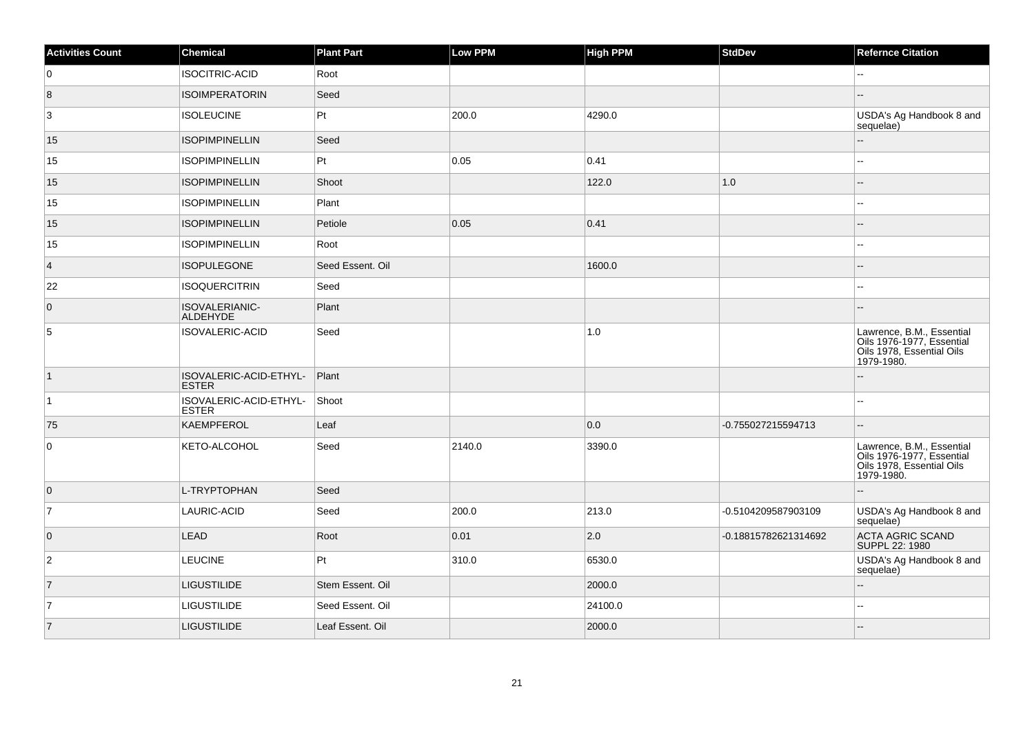| Activities Count | Chemical | Plant Part | Low PPM | High PPM | StdDev | Refernce Citation |
|---|---|---|---|---|---|---|
| 0 | ISOCITRIC-ACID | Root | | | | -- |
| 8 | ISOIMPERATORIN | Seed | | | | -- |
| 3 | ISOLEUCINE | Pt | 200.0 | 4290.0 | | USDA's Ag Handbook 8 and sequelae) |
| 15 | ISOPIMPINELLIN | Seed | | | | -- |
| 15 | ISOPIMPINELLIN | Pt | 0.05 | 0.41 | | -- |
| 15 | ISOPIMPINELLIN | Shoot | | 122.0 | 1.0 | -- |
| 15 | ISOPIMPINELLIN | Plant | | | | -- |
| 15 | ISOPIMPINELLIN | Petiole | 0.05 | 0.41 | | -- |
| 15 | ISOPIMPINELLIN | Root | | | | -- |
| 4 | ISOPULEGONE | Seed Essent. Oil | | 1600.0 | | -- |
| 22 | ISOQUERCITRIN | Seed | | | | -- |
| 0 | ISOVALERIANIC-ALDEHYDE | Plant | | | | -- |
| 5 | ISOVALERIC-ACID | Seed | | 1.0 | | Lawrence, B.M., Essential Oils 1976-1977, Essential Oils 1978, Essential Oils 1979-1980. |
| 1 | ISOVALERIC-ACID-ETHYL-ESTER | Plant | | | | -- |
| 1 | ISOVALERIC-ACID-ETHYL-ESTER | Shoot | | | | -- |
| 75 | KAEMPFEROL | Leaf | | 0.0 | -0.755027215594713 | -- |
| 0 | KETO-ALCOHOL | Seed | 2140.0 | 3390.0 | | Lawrence, B.M., Essential Oils 1976-1977, Essential Oils 1978, Essential Oils 1979-1980. |
| 0 | L-TRYPTOPHAN | Seed | | | | -- |
| 7 | LAURIC-ACID | Seed | 200.0 | 213.0 | -0.5104209587903109 | USDA's Ag Handbook 8 and sequelae) |
| 0 | LEAD | Root | 0.01 | 2.0 | -0.18815782621314692 | ACTA AGRIC SCAND SUPPL 22: 1980 |
| 2 | LEUCINE | Pt | 310.0 | 6530.0 | | USDA's Ag Handbook 8 and sequelae) |
| 7 | LIGUSTILIDE | Stem Essent. Oil | | 2000.0 | | -- |
| 7 | LIGUSTILIDE | Seed Essent. Oil | | 24100.0 | | -- |
| 7 | LIGUSTILIDE | Leaf Essent. Oil | | 2000.0 | | -- |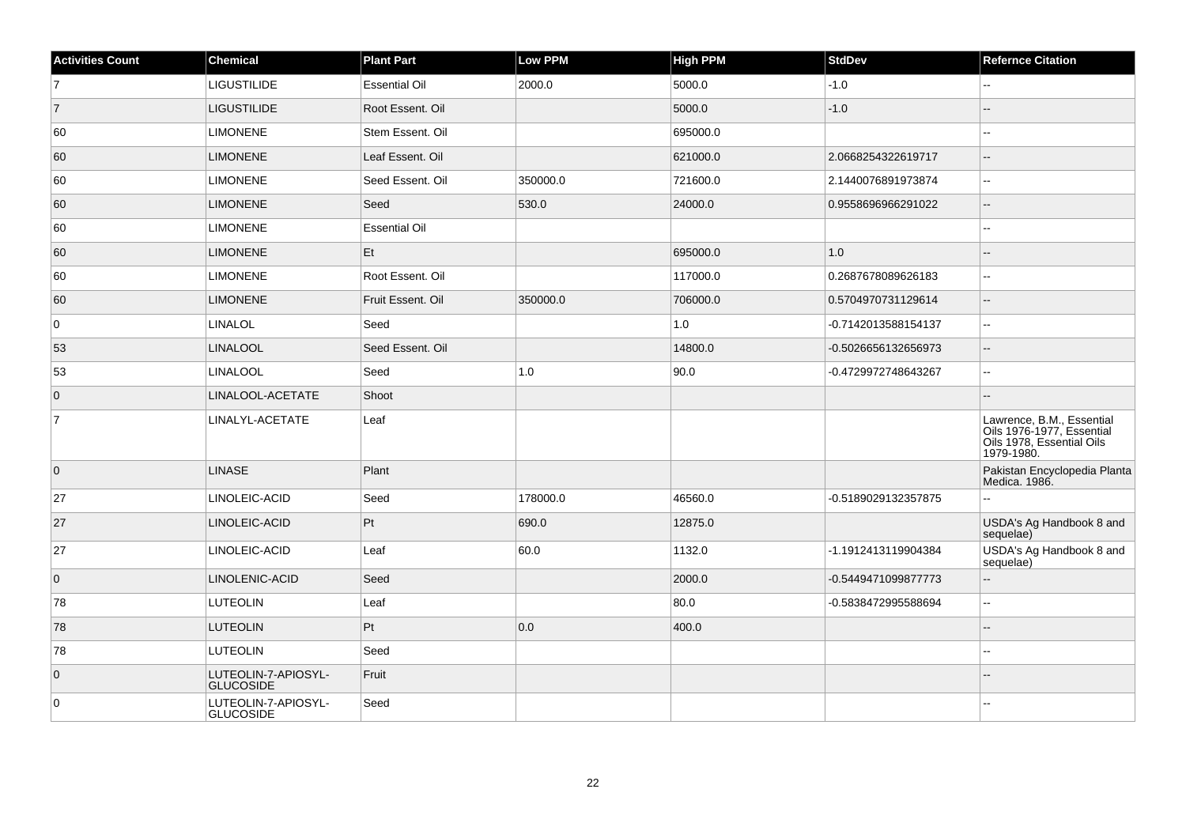| Activities Count | Chemical | Plant Part | Low PPM | High PPM | StdDev | Refernce Citation |
|---|---|---|---|---|---|---|
| 7 | LIGUSTILIDE | Essential Oil | 2000.0 | 5000.0 | -1.0 | -- |
| 7 | LIGUSTILIDE | Root Essent. Oil | | 5000.0 | -1.0 | -- |
| 60 | LIMONENE | Stem Essent. Oil | | 695000.0 | | -- |
| 60 | LIMONENE | Leaf Essent. Oil | | 621000.0 | 2.0668254322619717 | -- |
| 60 | LIMONENE | Seed Essent. Oil | 350000.0 | 721600.0 | 2.1440076891973874 | -- |
| 60 | LIMONENE | Seed | 530.0 | 24000.0 | 0.9558696966291022 | -- |
| 60 | LIMONENE | Essential Oil | | | | -- |
| 60 | LIMONENE | Et | | 695000.0 | 1.0 | -- |
| 60 | LIMONENE | Root Essent. Oil | | 117000.0 | 0.2687678089626183 | -- |
| 60 | LIMONENE | Fruit Essent. Oil | 350000.0 | 706000.0 | 0.5704970731129614 | -- |
| 0 | LINALOL | Seed | | 1.0 | -0.7142013588154137 | -- |
| 53 | LINALOOL | Seed Essent. Oil | | 14800.0 | -0.5026656132656973 | -- |
| 53 | LINALOOL | Seed | 1.0 | 90.0 | -0.4729972748643267 | -- |
| 0 | LINALOOL-ACETATE | Shoot | | | | -- |
| 7 | LINALYL-ACETATE | Leaf | | | | Lawrence, B.M., Essential Oils 1976-1977, Essential Oils 1978, Essential Oils 1979-1980. |
| 0 | LINASE | Plant | | | | Pakistan Encyclopedia Planta Medica. 1986. |
| 27 | LINOLEIC-ACID | Seed | 178000.0 | 46560.0 | -0.5189029132357875 | -- |
| 27 | LINOLEIC-ACID | Pt | 690.0 | 12875.0 | | USDA's Ag Handbook 8 and sequelae) |
| 27 | LINOLEIC-ACID | Leaf | 60.0 | 1132.0 | -1.1912413119904384 | USDA's Ag Handbook 8 and sequelae) |
| 0 | LINOLENIC-ACID | Seed | | 2000.0 | -0.5449471099877773 | -- |
| 78 | LUTEOLIN | Leaf | | 80.0 | -0.5838472995588694 | -- |
| 78 | LUTEOLIN | Pt | 0.0 | 400.0 | | -- |
| 78 | LUTEOLIN | Seed | | | | -- |
| 0 | LUTEOLIN-7-APIOSYL-GLUCOSIDE | Fruit | | | | -- |
| 0 | LUTEOLIN-7-APIOSYL-GLUCOSIDE | Seed | | | | -- |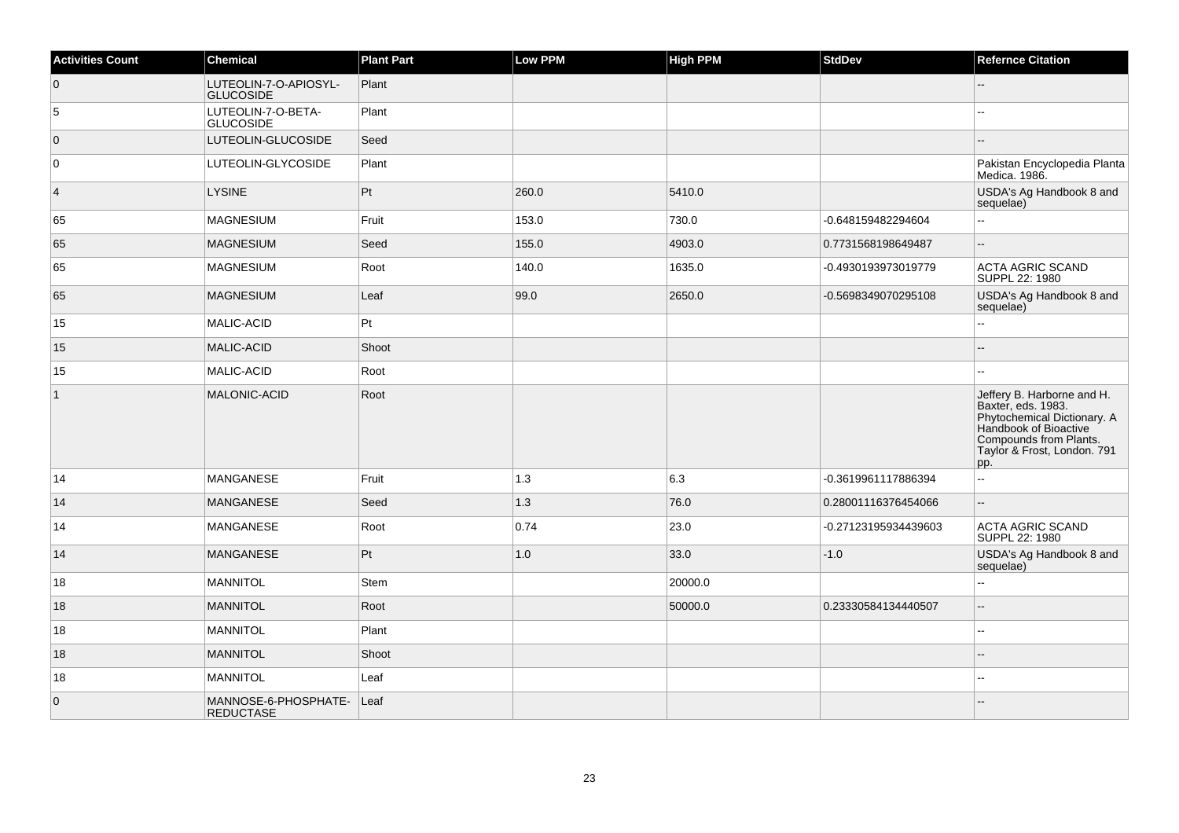| Activities Count | Chemical | Plant Part | Low PPM | High PPM | StdDev | Refernce Citation |
|---|---|---|---|---|---|---|
| 0 | LUTEOLIN-7-O-APIOSYL-GLUCOSIDE | Plant | | | | -- |
| 5 | LUTEOLIN-7-O-BETA-GLUCOSIDE | Plant | | | | -- |
| 0 | LUTEOLIN-GLUCOSIDE | Seed | | | | -- |
| 0 | LUTEOLIN-GLYCOSIDE | Plant | | | | Pakistan Encyclopedia Planta Medica. 1986. |
| 4 | LYSINE | Pt | 260.0 | 5410.0 | | USDA's Ag Handbook 8 and sequelae) |
| 65 | MAGNESIUM | Fruit | 153.0 | 730.0 | -0.648159482294604 | -- |
| 65 | MAGNESIUM | Seed | 155.0 | 4903.0 | 0.7731568198649487 | -- |
| 65 | MAGNESIUM | Root | 140.0 | 1635.0 | -0.4930193973019779 | ACTA AGRIC SCAND SUPPL 22: 1980 |
| 65 | MAGNESIUM | Leaf | 99.0 | 2650.0 | -0.5698349070295108 | USDA's Ag Handbook 8 and sequelae) |
| 15 | MALIC-ACID | Pt | | | | -- |
| 15 | MALIC-ACID | Shoot | | | | -- |
| 15 | MALIC-ACID | Root | | | | -- |
| 1 | MALONIC-ACID | Root | | | | Jeffery B. Harborne and H. Baxter, eds. 1983. Phytochemical Dictionary. A Handbook of Bioactive Compounds from Plants. Taylor & Frost, London. 791 pp. |
| 14 | MANGANESE | Fruit | 1.3 | 6.3 | -0.3619961117886394 | -- |
| 14 | MANGANESE | Seed | 1.3 | 76.0 | 0.28001116376454066 | -- |
| 14 | MANGANESE | Root | 0.74 | 23.0 | -0.27123195934439603 | ACTA AGRIC SCAND SUPPL 22: 1980 |
| 14 | MANGANESE | Pt | 1.0 | 33.0 | -1.0 | USDA's Ag Handbook 8 and sequelae) |
| 18 | MANNITOL | Stem | | 20000.0 | | -- |
| 18 | MANNITOL | Root | | 50000.0 | 0.23330584134440507 | -- |
| 18 | MANNITOL | Plant | | | | -- |
| 18 | MANNITOL | Shoot | | | | -- |
| 18 | MANNITOL | Leaf | | | | -- |
| 0 | MANNOSE-6-PHOSPHATE-REDUCTASE | Leaf | | | | -- |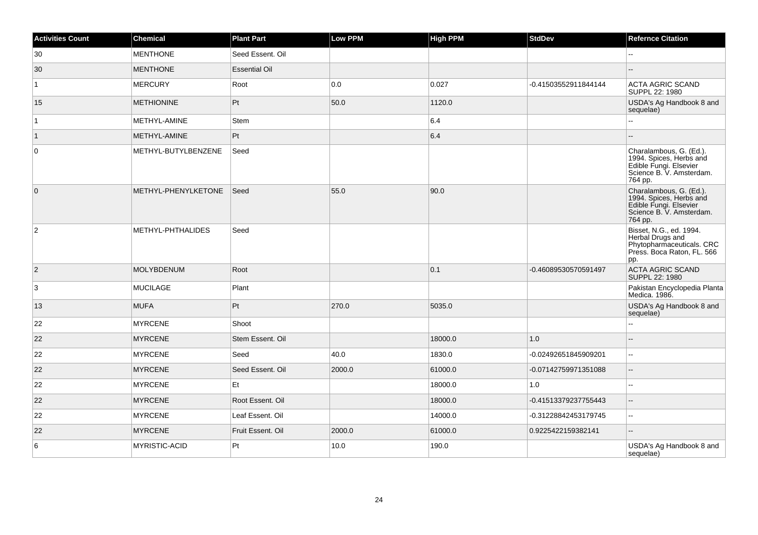| Activities Count | Chemical | Plant Part | Low PPM | High PPM | StdDev | Refernce Citation |
| --- | --- | --- | --- | --- | --- | --- |
| 30 | MENTHONE | Seed Essent. Oil | | | | -- |
| 30 | MENTHONE | Essential Oil | | | | -- |
| 1 | MERCURY | Root | 0.0 | 0.027 | -0.41503552911844144 | ACTA AGRIC SCAND SUPPL 22: 1980 |
| 15 | METHIONINE | Pt | 50.0 | 1120.0 | | USDA's Ag Handbook 8 and sequelae) |
| 1 | METHYL-AMINE | Stem | | 6.4 | | -- |
| 1 | METHYL-AMINE | Pt | | 6.4 | | -- |
| 0 | METHYL-BUTYLBENZENE | Seed | | | | Charalambous, G. (Ed.). 1994. Spices, Herbs and Edible Fungi. Elsevier Science B. V. Amsterdam. 764 pp. |
| 0 | METHYL-PHENYLKETONE | Seed | 55.0 | 90.0 | | Charalambous, G. (Ed.). 1994. Spices, Herbs and Edible Fungi. Elsevier Science B. V. Amsterdam. 764 pp. |
| 2 | METHYL-PHTHALIDES | Seed | | | | Bisset, N.G., ed. 1994. Herbal Drugs and Phytopharmaceuticals. CRC Press. Boca Raton, FL. 566 pp. |
| 2 | MOLYBDENUM | Root | | 0.1 | -0.46089530570591497 | ACTA AGRIC SCAND SUPPL 22: 1980 |
| 3 | MUCILAGE | Plant | | | | Pakistan Encyclopedia Planta Medica. 1986. |
| 13 | MUFA | Pt | 270.0 | 5035.0 | | USDA's Ag Handbook 8 and sequelae) |
| 22 | MYRCENE | Shoot | | | | -- |
| 22 | MYRCENE | Stem Essent. Oil | | 18000.0 | 1.0 | -- |
| 22 | MYRCENE | Seed | 40.0 | 1830.0 | -0.02492651845909201 | -- |
| 22 | MYRCENE | Seed Essent. Oil | 2000.0 | 61000.0 | -0.07142759971351088 | -- |
| 22 | MYRCENE | Et | | 18000.0 | 1.0 | -- |
| 22 | MYRCENE | Root Essent. Oil | | 18000.0 | -0.41513379237755443 | -- |
| 22 | MYRCENE | Leaf Essent. Oil | | 14000.0 | -0.31228842453179745 | -- |
| 22 | MYRCENE | Fruit Essent. Oil | 2000.0 | 61000.0 | 0.9225422159382141 | -- |
| 6 | MYRISTIC-ACID | Pt | 10.0 | 190.0 | | USDA's Ag Handbook 8 and sequelae) |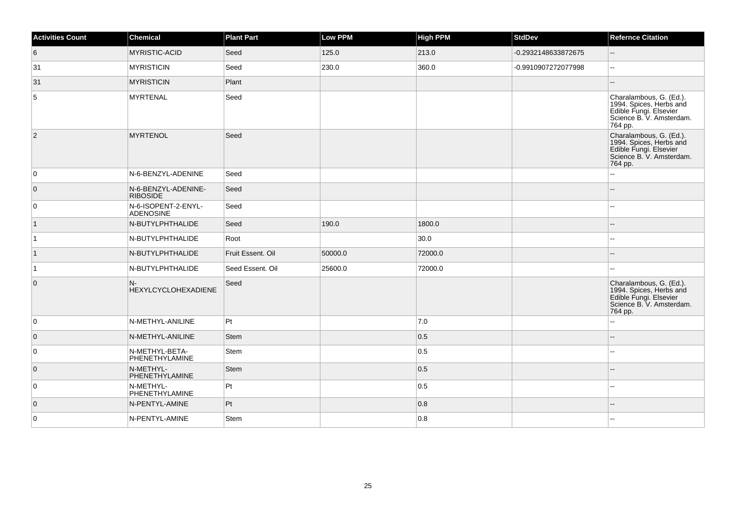| Activities Count | Chemical | Plant Part | Low PPM | High PPM | StdDev | Refernce Citation |
| --- | --- | --- | --- | --- | --- | --- |
| 6 | MYRISTIC-ACID | Seed | 125.0 | 213.0 | -0.2932148633872675 | -- |
| 31 | MYRISTICIN | Seed | 230.0 | 360.0 | -0.9910907272077998 | -- |
| 31 | MYRISTICIN | Plant | | | | -- |
| 5 | MYRTENAL | Seed | | | | Charalambous, G. (Ed.). 1994. Spices, Herbs and Edible Fungi. Elsevier Science B. V. Amsterdam. 764 pp. |
| 2 | MYRTENOL | Seed | | | | Charalambous, G. (Ed.). 1994. Spices, Herbs and Edible Fungi. Elsevier Science B. V. Amsterdam. 764 pp. |
| 0 | N-6-BENZYL-ADENINE | Seed | | | | -- |
| 0 | N-6-BENZYL-ADENINE-RIBOSIDE | Seed | | | | -- |
| 0 | N-6-ISOPENT-2-ENYL-ADENOSINE | Seed | | | | -- |
| 1 | N-BUTYLPHTHALIDE | Seed | 190.0 | 1800.0 | | -- |
| 1 | N-BUTYLPHTHALIDE | Root | | 30.0 | | -- |
| 1 | N-BUTYLPHTHALIDE | Fruit Essent. Oil | 50000.0 | 72000.0 | | -- |
| 1 | N-BUTYLPHTHALIDE | Seed Essent. Oil | 25600.0 | 72000.0 | | -- |
| 0 | N-HEXYLCYCLOHEXADIENE | Seed | | | | Charalambous, G. (Ed.). 1994. Spices, Herbs and Edible Fungi. Elsevier Science B. V. Amsterdam. 764 pp. |
| 0 | N-METHYL-ANILINE | Pt | | 7.0 | | -- |
| 0 | N-METHYL-ANILINE | Stem | | 0.5 | | -- |
| 0 | N-METHYL-BETA-PHENETHYLAMINE | Stem | | 0.5 | | -- |
| 0 | N-METHYL-PHENETHYLAMINE | Stem | | 0.5 | | -- |
| 0 | N-METHYL-PHENETHYLAMINE | Pt | | 0.5 | | -- |
| 0 | N-PENTYL-AMINE | Pt | | 0.8 | | -- |
| 0 | N-PENTYL-AMINE | Stem | | 0.8 | | -- |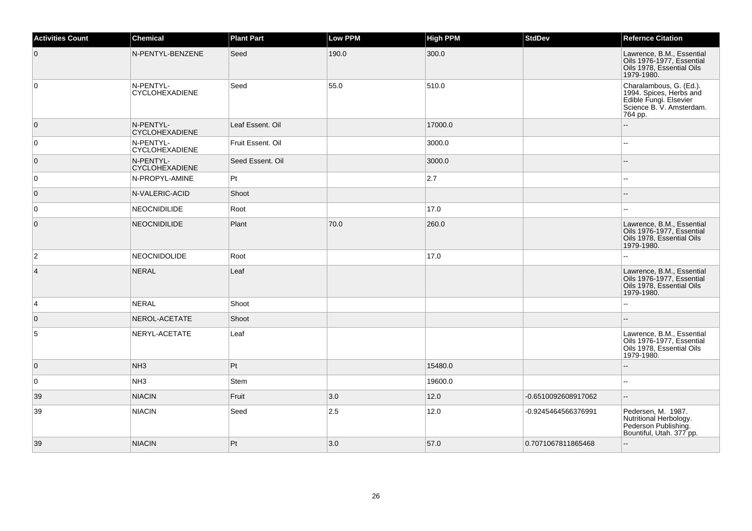| Activities Count | Chemical | Plant Part | Low PPM | High PPM | StdDev | Refernce Citation |
|---|---|---|---|---|---|---|
| 0 | N-PENTYL-BENZENE | Seed | 190.0 | 300.0 | | Lawrence, B.M., Essential Oils 1976-1977, Essential Oils 1978, Essential Oils 1979-1980. |
| 0 | N-PENTYL-CYCLOHEXADIENE | Seed | 55.0 | 510.0 | | Charalambous, G. (Ed.). 1994. Spices, Herbs and Edible Fungi. Elsevier Science B. V. Amsterdam. 764 pp. |
| 0 | N-PENTYL-CYCLOHEXADIENE | Leaf Essent. Oil | | 17000.0 | | -- |
| 0 | N-PENTYL-CYCLOHEXADIENE | Fruit Essent. Oil | | 3000.0 | | -- |
| 0 | N-PENTYL-CYCLOHEXADIENE | Seed Essent. Oil | | 3000.0 | | -- |
| 0 | N-PROPYL-AMINE | Pt | | 2.7 | | -- |
| 0 | N-VALERIC-ACID | Shoot | | | | -- |
| 0 | NEOCNIDILIDE | Root | | 17.0 | | -- |
| 0 | NEOCNIDILIDE | Plant | 70.0 | 260.0 | | Lawrence, B.M., Essential Oils 1976-1977, Essential Oils 1978, Essential Oils 1979-1980. |
| 2 | NEOCNIDOLIDE | Root | | 17.0 | | -- |
| 4 | NERAL | Leaf | | | | Lawrence, B.M., Essential Oils 1976-1977, Essential Oils 1978, Essential Oils 1979-1980. |
| 4 | NERAL | Shoot | | | | -- |
| 0 | NEROL-ACETATE | Shoot | | | | -- |
| 5 | NERYL-ACETATE | Leaf | | | | Lawrence, B.M., Essential Oils 1976-1977, Essential Oils 1978, Essential Oils 1979-1980. |
| 0 | NH3 | Pt | | 15480.0 | | -- |
| 0 | NH3 | Stem | | 19600.0 | | -- |
| 39 | NIACIN | Fruit | 3.0 | 12.0 | -0.6510092608917062 | -- |
| 39 | NIACIN | Seed | 2.5 | 12.0 | -0.9245464566376991 | Pedersen, M. 1987. Nutritional Herbology. Pederson Publishing. Bountiful, Utah. 377 pp. |
| 39 | NIACIN | Pt | 3.0 | 57.0 | 0.7071067811865468 | -- |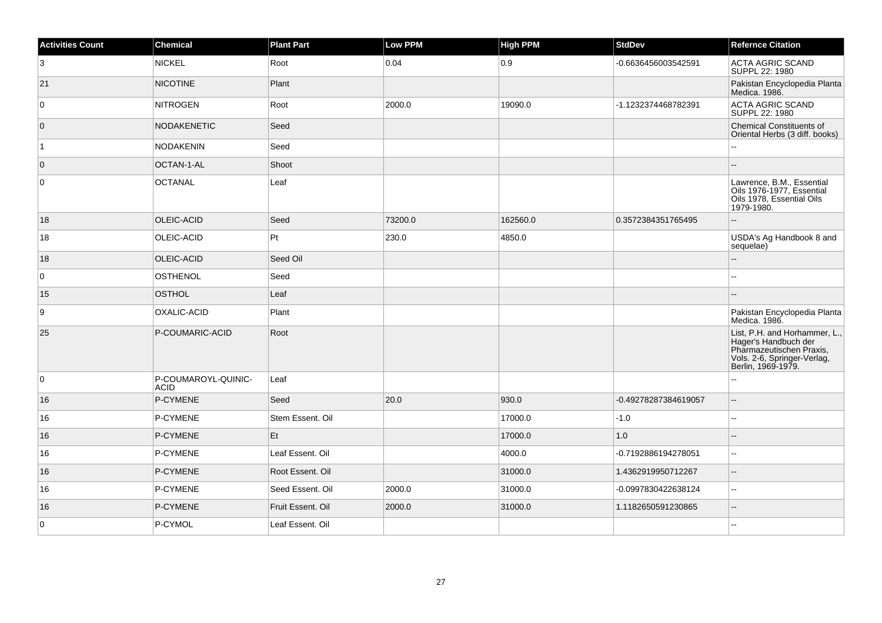| Activities Count | Chemical | Plant Part | Low PPM | High PPM | StdDev | Refernce Citation |
|---|---|---|---|---|---|---|
| 3 | NICKEL | Root | 0.04 | 0.9 | -0.6636456003542591 | ACTA AGRIC SCAND SUPPL 22: 1980 |
| 21 | NICOTINE | Plant | | | | Pakistan Encyclopedia Planta Medica. 1986. |
| 0 | NITROGEN | Root | 2000.0 | 19090.0 | -1.1232374468782391 | ACTA AGRIC SCAND SUPPL 22: 1980 |
| 0 | NODAKENETIC | Seed | | | | Chemical Constituents of Oriental Herbs (3 diff. books) |
| 1 | NODAKENIN | Seed | | | | -- |
| 0 | OCTAN-1-AL | Shoot | | | | -- |
| 0 | OCTANAL | Leaf | | | | Lawrence, B.M., Essential Oils 1976-1977, Essential Oils 1978, Essential Oils 1979-1980. |
| 18 | OLEIC-ACID | Seed | 73200.0 | 162560.0 | 0.3572384351765495 | -- |
| 18 | OLEIC-ACID | Pt | 230.0 | 4850.0 | | USDA's Ag Handbook 8 and sequelae) |
| 18 | OLEIC-ACID | Seed Oil | | | | -- |
| 0 | OSTHENOL | Seed | | | | -- |
| 15 | OSTHOL | Leaf | | | | -- |
| 9 | OXALIC-ACID | Plant | | | | Pakistan Encyclopedia Planta Medica. 1986. |
| 25 | P-COUMARIC-ACID | Root | | | | List, P.H. and Horhammer, L., Hager's Handbuch der Pharmazeutischen Praxis, Vols. 2-6, Springer-Verlag, Berlin, 1969-1979. |
| 0 | P-COUMAROYL-QUINIC-ACID | Leaf | | | | -- |
| 16 | P-CYMENE | Seed | 20.0 | 930.0 | -0.49278287384619057 | -- |
| 16 | P-CYMENE | Stem Essent. Oil | | 17000.0 | -1.0 | -- |
| 16 | P-CYMENE | Et | | 17000.0 | 1.0 | -- |
| 16 | P-CYMENE | Leaf Essent. Oil | | 4000.0 | -0.7192886194278051 | -- |
| 16 | P-CYMENE | Root Essent. Oil | | 31000.0 | 1.4362919950712267 | -- |
| 16 | P-CYMENE | Seed Essent. Oil | 2000.0 | 31000.0 | -0.0997830422638124 | -- |
| 16 | P-CYMENE | Fruit Essent. Oil | 2000.0 | 31000.0 | 1.1182650591230865 | -- |
| 0 | P-CYMOL | Leaf Essent. Oil | | | | -- |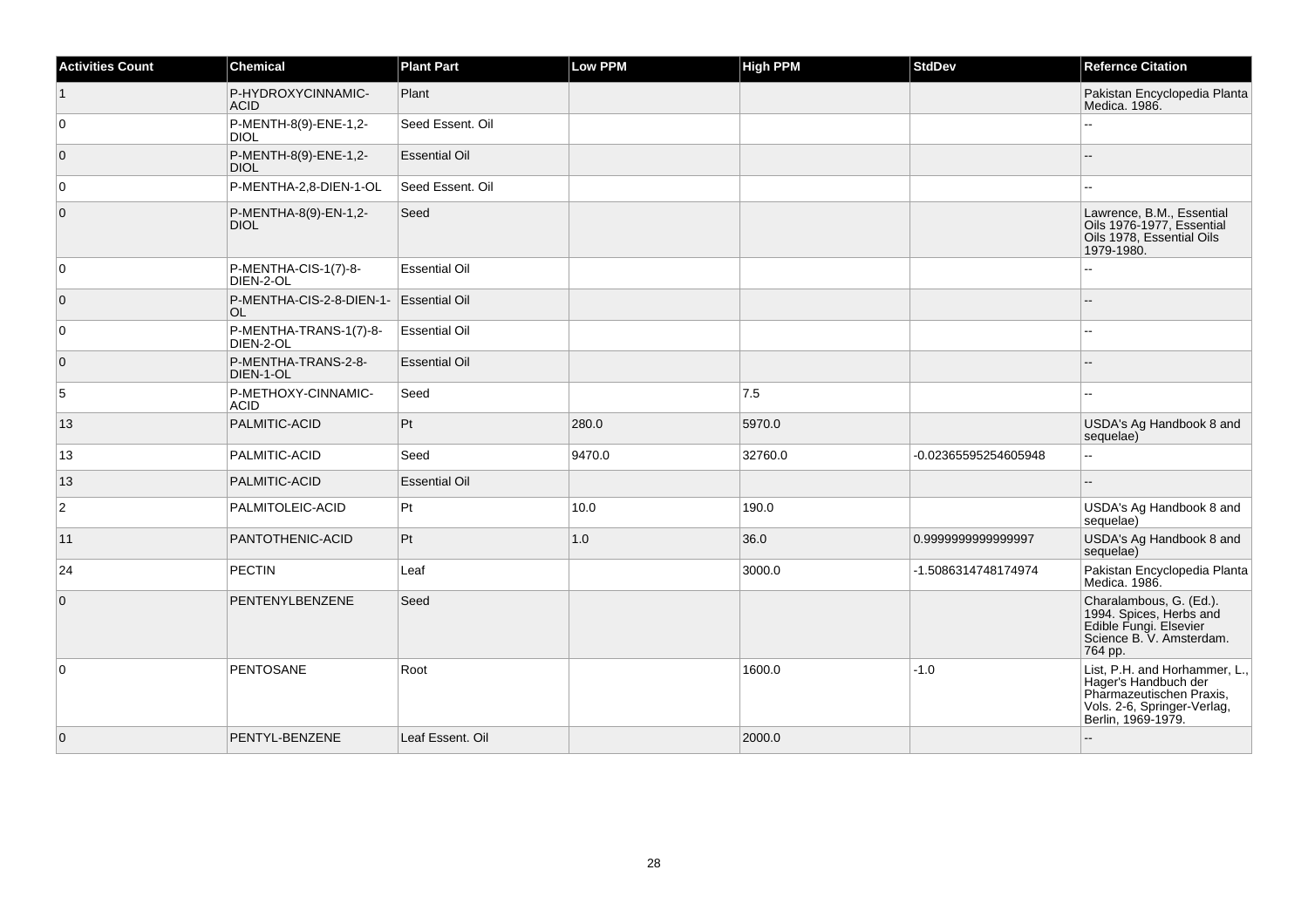| Activities Count | Chemical | Plant Part | Low PPM | High PPM | StdDev | Refernce Citation |
|---|---|---|---|---|---|---|
| 1 | P-HYDROXYCINNAMIC-ACID | Plant | | | | Pakistan Encyclopedia Planta Medica. 1986. |
| 0 | P-MENTH-8(9)-ENE-1,2-DIOL | Seed Essent. Oil | | | | -- |
| 0 | P-MENTH-8(9)-ENE-1,2-DIOL | Essential Oil | | | | -- |
| 0 | P-MENTHA-2,8-DIEN-1-OL | Seed Essent. Oil | | | | -- |
| 0 | P-MENTHA-8(9)-EN-1,2-DIOL | Seed | | | | Lawrence, B.M., Essential Oils 1976-1977, Essential Oils 1978, Essential Oils 1979-1980. |
| 0 | P-MENTHA-CIS-1(7)-8-DIEN-2-OL | Essential Oil | | | | -- |
| 0 | P-MENTHA-CIS-2-8-DIEN-1-OL | Essential Oil | | | | -- |
| 0 | P-MENTHA-TRANS-1(7)-8-DIEN-2-OL | Essential Oil | | | | -- |
| 0 | P-MENTHA-TRANS-2-8-DIEN-1-OL | Essential Oil | | | | -- |
| 5 | P-METHOXY-CINNAMIC-ACID | Seed | | 7.5 | | -- |
| 13 | PALMITIC-ACID | Pt | 280.0 | 5970.0 | | USDA's Ag Handbook 8 and sequelae) |
| 13 | PALMITIC-ACID | Seed | 9470.0 | 32760.0 | -0.02365595254605948 | -- |
| 13 | PALMITIC-ACID | Essential Oil | | | | -- |
| 2 | PALMITOLEIC-ACID | Pt | 10.0 | 190.0 | | USDA's Ag Handbook 8 and sequelae) |
| 11 | PANTOTHENIC-ACID | Pt | 1.0 | 36.0 | 0.9999999999999997 | USDA's Ag Handbook 8 and sequelae) |
| 24 | PECTIN | Leaf | | 3000.0 | -1.5086314748174974 | Pakistan Encyclopedia Planta Medica. 1986. |
| 0 | PENTENYLBENZENE | Seed | | | | Charalambous, G. (Ed.). 1994. Spices, Herbs and Edible Fungi. Elsevier Science B. V. Amsterdam. 764 pp. |
| 0 | PENTOSANE | Root | | 1600.0 | -1.0 | List, P.H. and Horhammer, L., Hager's Handbuch der Pharmazeutischen Praxis, Vols. 2-6, Springer-Verlag, Berlin, 1969-1979. |
| 0 | PENTYL-BENZENE | Leaf Essent. Oil | | 2000.0 | | -- |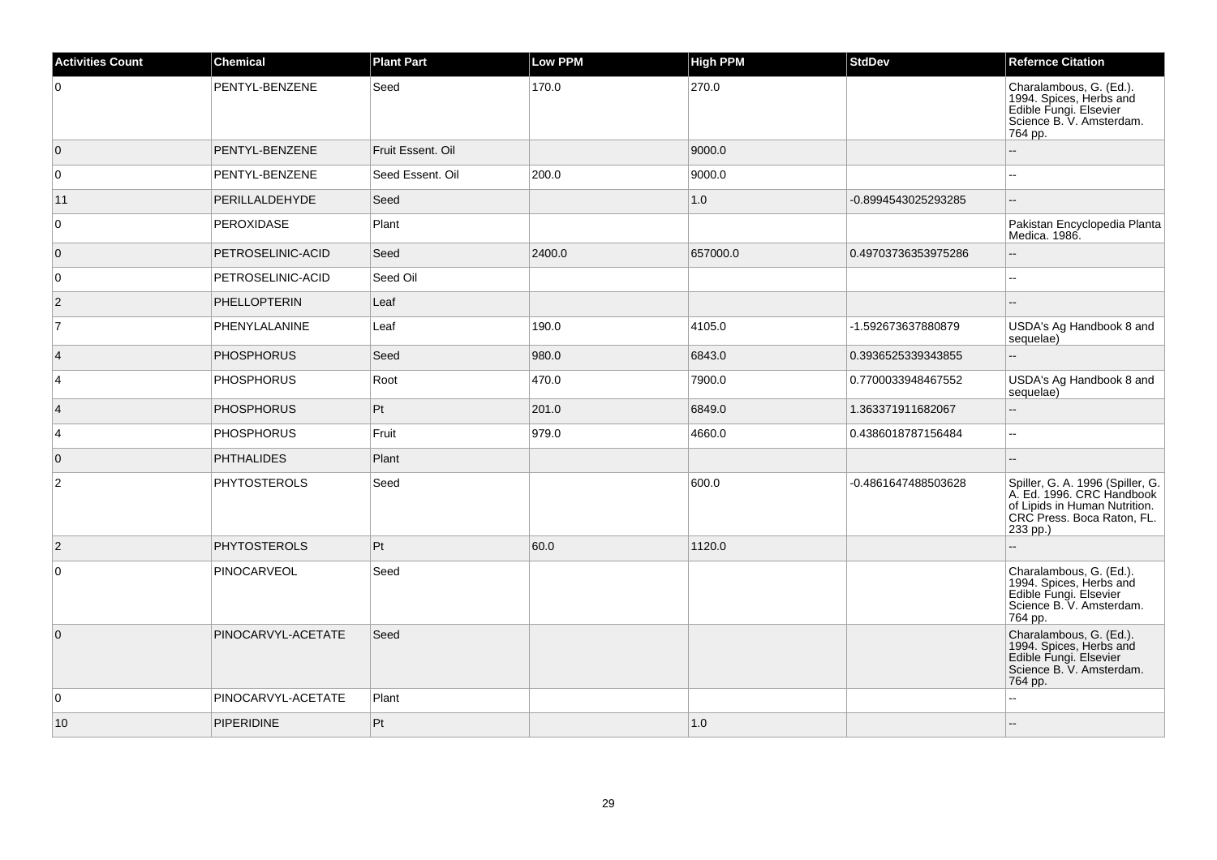| Activities Count | Chemical | Plant Part | Low PPM | High PPM | StdDev | Refernce Citation |
|---|---|---|---|---|---|---|
| 0 | PENTYL-BENZENE | Seed | 170.0 | 270.0 | | Charalambous, G. (Ed.). 1994. Spices, Herbs and Edible Fungi. Elsevier Science B. V. Amsterdam. 764 pp. |
| 0 | PENTYL-BENZENE | Fruit Essent. Oil | | 9000.0 | | -- |
| 0 | PENTYL-BENZENE | Seed Essent. Oil | 200.0 | 9000.0 | | -- |
| 11 | PERILLALDEHYDE | Seed | | 1.0 | -0.8994543025293285 | -- |
| 0 | PEROXIDASE | Plant | | | | Pakistan Encyclopedia Planta Medica. 1986. |
| 0 | PETROSELINIC-ACID | Seed | 2400.0 | 657000.0 | 0.49703736353975286 | -- |
| 0 | PETROSELINIC-ACID | Seed Oil | | | | -- |
| 2 | PHELLOPTERIN | Leaf | | | | -- |
| 7 | PHENYLALANINE | Leaf | 190.0 | 4105.0 | -1.592673637880879 | USDA's Ag Handbook 8 and sequelae) |
| 4 | PHOSPHORUS | Seed | 980.0 | 6843.0 | 0.3936525339343855 | -- |
| 4 | PHOSPHORUS | Root | 470.0 | 7900.0 | 0.7700033948467552 | USDA's Ag Handbook 8 and sequelae) |
| 4 | PHOSPHORUS | Pt | 201.0 | 6849.0 | 1.363371911682067 | -- |
| 4 | PHOSPHORUS | Fruit | 979.0 | 4660.0 | 0.4386018787156484 | -- |
| 0 | PHTHALIDES | Plant | | | | -- |
| 2 | PHYTOSTEROLS | Seed | | 600.0 | -0.4861647488503628 | Spiller, G. A. 1996 (Spiller, G. A. Ed. 1996. CRC Handbook of Lipids in Human Nutrition. CRC Press. Boca Raton, FL. 233 pp.) |
| 2 | PHYTOSTEROLS | Pt | 60.0 | 1120.0 | | -- |
| 0 | PINOCARVEOL | Seed | | | | Charalambous, G. (Ed.). 1994. Spices, Herbs and Edible Fungi. Elsevier Science B. V. Amsterdam. 764 pp. |
| 0 | PINOCARVYL-ACETATE | Seed | | | | Charalambous, G. (Ed.). 1994. Spices, Herbs and Edible Fungi. Elsevier Science B. V. Amsterdam. 764 pp. |
| 0 | PINOCARVYL-ACETATE | Plant | | | | -- |
| 10 | PIPERIDINE | Pt | | 1.0 | | -- |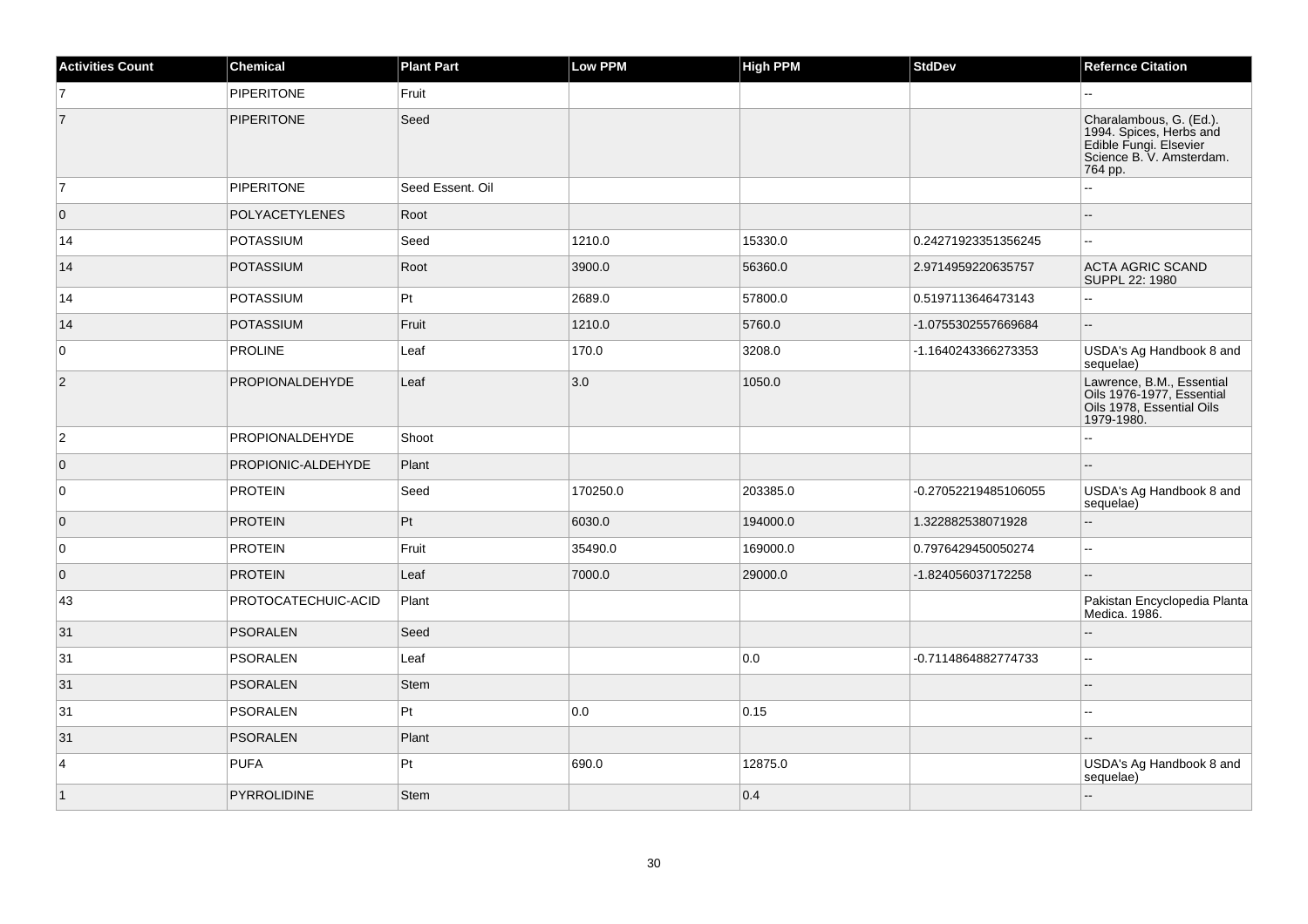| Activities Count | Chemical | Plant Part | Low PPM | High PPM | StdDev | Refernce Citation |
|---|---|---|---|---|---|---|
| 7 | PIPERITONE | Fruit | | | | -- |
| 7 | PIPERITONE | Seed | | | | Charalambous, G. (Ed.). 1994. Spices, Herbs and Edible Fungi. Elsevier Science B. V. Amsterdam. 764 pp. |
| 7 | PIPERITONE | Seed Essent. Oil | | | | -- |
| 0 | POLYACETYLENES | Root | | | | -- |
| 14 | POTASSIUM | Seed | 1210.0 | 15330.0 | 0.24271923351356245 | -- |
| 14 | POTASSIUM | Root | 3900.0 | 56360.0 | 2.9714959220635757 | ACTA AGRIC SCAND SUPPL 22: 1980 |
| 14 | POTASSIUM | Pt | 2689.0 | 57800.0 | 0.5197113646473143 | -- |
| 14 | POTASSIUM | Fruit | 1210.0 | 5760.0 | -1.0755302557669684 | -- |
| 0 | PROLINE | Leaf | 170.0 | 3208.0 | -1.1640243366273353 | USDA's Ag Handbook 8 and sequelae) |
| 2 | PROPIONALDEHYDE | Leaf | 3.0 | 1050.0 | | Lawrence, B.M., Essential Oils 1976-1977, Essential Oils 1978, Essential Oils 1979-1980. |
| 2 | PROPIONALDEHYDE | Shoot | | | | -- |
| 0 | PROPIONIC-ALDEHYDE | Plant | | | | -- |
| 0 | PROTEIN | Seed | 170250.0 | 203385.0 | -0.27052219485106055 | USDA's Ag Handbook 8 and sequelae) |
| 0 | PROTEIN | Pt | 6030.0 | 194000.0 | 1.322882538071928 | -- |
| 0 | PROTEIN | Fruit | 35490.0 | 169000.0 | 0.7976429450050274 | -- |
| 0 | PROTEIN | Leaf | 7000.0 | 29000.0 | -1.824056037172258 | -- |
| 43 | PROTOCATECHUIC-ACID | Plant | | | | Pakistan Encyclopedia Planta Medica. 1986. |
| 31 | PSORALEN | Seed | | | | -- |
| 31 | PSORALEN | Leaf | | 0.0 | -0.7114864882774733 | -- |
| 31 | PSORALEN | Stem | | | | -- |
| 31 | PSORALEN | Pt | 0.0 | 0.15 | | -- |
| 31 | PSORALEN | Plant | | | | -- |
| 4 | PUFA | Pt | 690.0 | 12875.0 | | USDA's Ag Handbook 8 and sequelae) |
| 1 | PYRROLIDINE | Stem | | 0.4 | | -- |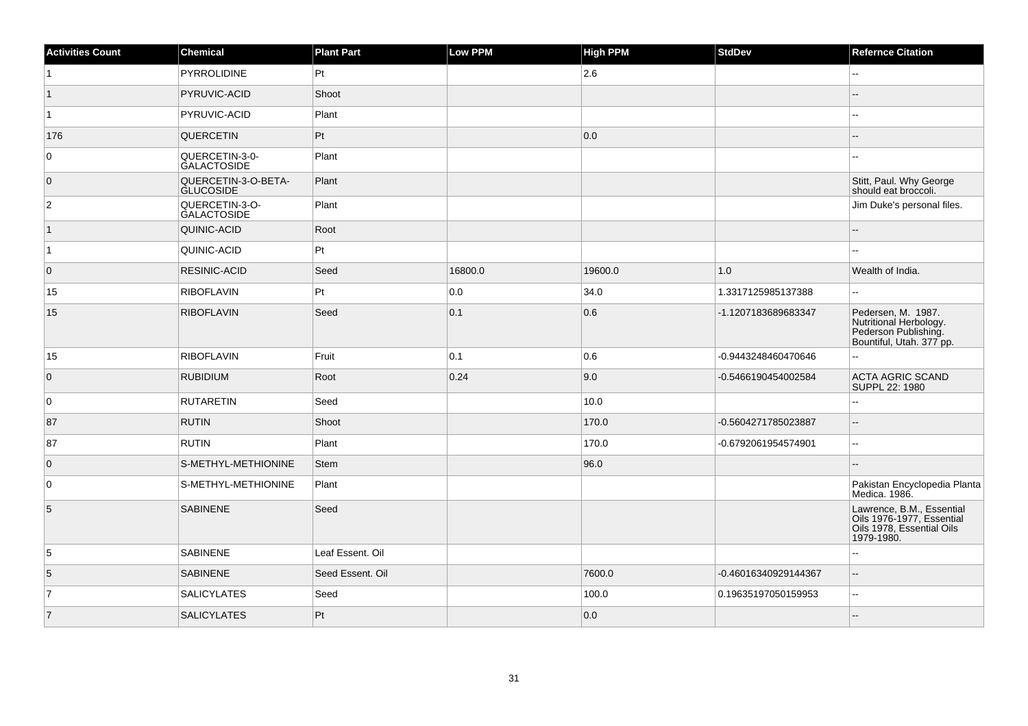| Activities Count | Chemical | Plant Part | Low PPM | High PPM | StdDev | Refernce Citation |
|---|---|---|---|---|---|---|
| 1 | PYRROLIDINE | Pt | | 2.6 | | -- |
| 1 | PYRUVIC-ACID | Shoot | | | | -- |
| 1 | PYRUVIC-ACID | Plant | | | | -- |
| 176 | QUERCETIN | Pt | | 0.0 | | -- |
| 0 | QUERCETIN-3-0-GALACTOSIDE | Plant | | | | -- |
| 0 | QUERCETIN-3-O-BETA-GLUCOSIDE | Plant | | | | Stitt, Paul. Why George should eat broccoli. |
| 2 | QUERCETIN-3-O-GALACTOSIDE | Plant | | | | Jim Duke's personal files. |
| 1 | QUINIC-ACID | Root | | | | -- |
| 1 | QUINIC-ACID | Pt | | | | -- |
| 0 | RESINIC-ACID | Seed | 16800.0 | 19600.0 | 1.0 | Wealth of India. |
| 15 | RIBOFLAVIN | Pt | 0.0 | 34.0 | 1.3317125985137388 | -- |
| 15 | RIBOFLAVIN | Seed | 0.1 | 0.6 | -1.1207183689683347 | Pedersen, M. 1987. Nutritional Herbology. Pederson Publishing. Bountiful, Utah. 377 pp. |
| 15 | RIBOFLAVIN | Fruit | 0.1 | 0.6 | -0.9443248460470646 | -- |
| 0 | RUBIDIUM | Root | 0.24 | 9.0 | -0.5466190454002584 | ACTA AGRIC SCAND SUPPL 22: 1980 |
| 0 | RUTARETIN | Seed | | 10.0 | | -- |
| 87 | RUTIN | Shoot | | 170.0 | -0.5604271785023887 | -- |
| 87 | RUTIN | Plant | | 170.0 | -0.6792061954574901 | -- |
| 0 | S-METHYL-METHIONINE | Stem | | 96.0 | | -- |
| 0 | S-METHYL-METHIONINE | Plant | | | | Pakistan Encyclopedia Planta Medica. 1986. |
| 5 | SABINENE | Seed | | | | Lawrence, B.M., Essential Oils 1976-1977, Essential Oils 1978, Essential Oils 1979-1980. |
| 5 | SABINENE | Leaf Essent. Oil | | | | -- |
| 5 | SABINENE | Seed Essent. Oil | | 7600.0 | -0.46016340929144367 | -- |
| 7 | SALICYLATES | Seed | | 100.0 | 0.19635197050159953 | -- |
| 7 | SALICYLATES | Pt | | 0.0 | | -- |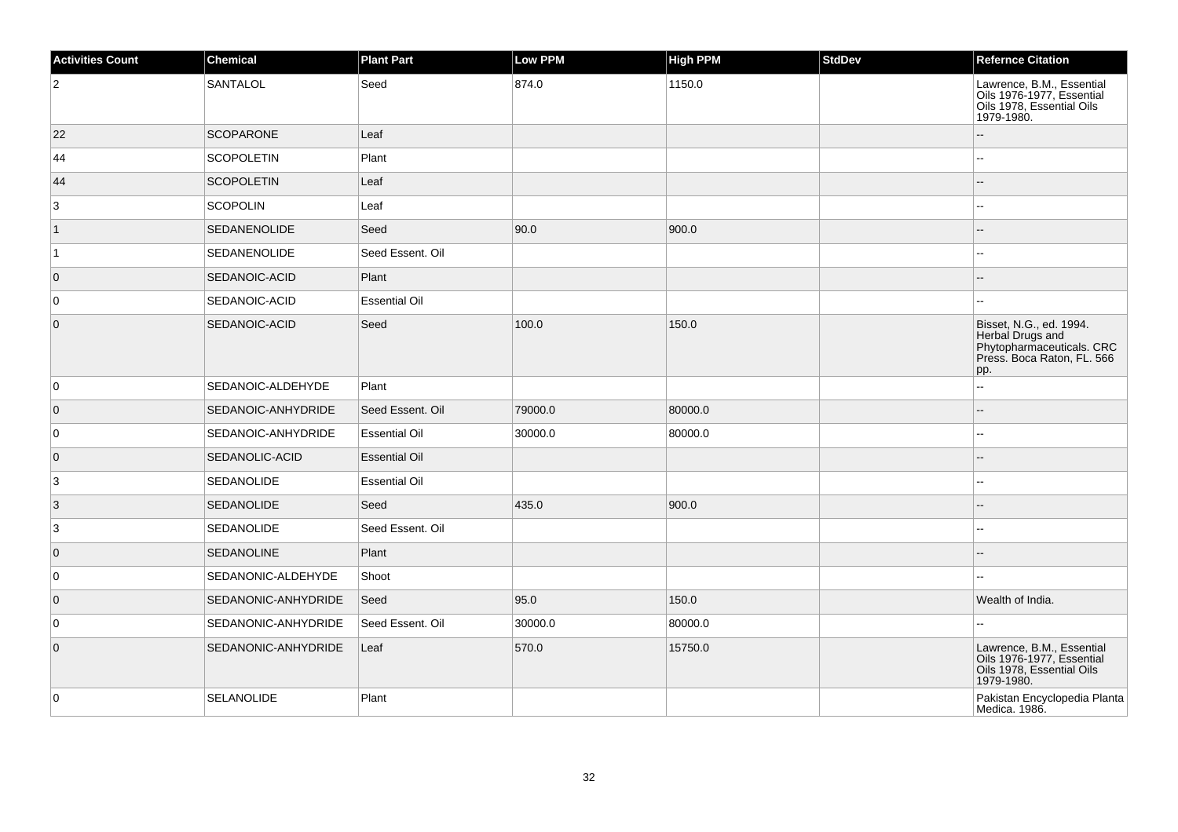| Activities Count | Chemical | Plant Part | Low PPM | High PPM | StdDev | Refernce Citation |
|---|---|---|---|---|---|---|
| 2 | SANTALOL | Seed | 874.0 | 1150.0 | | Lawrence, B.M., Essential Oils 1976-1977, Essential Oils 1978, Essential Oils 1979-1980. |
| 22 | SCOPARONE | Leaf | | | | -- |
| 44 | SCOPOLETIN | Plant | | | | -- |
| 44 | SCOPOLETIN | Leaf | | | | -- |
| 3 | SCOPOLIN | Leaf | | | | -- |
| 1 | SEDANENOLIDE | Seed | 90.0 | 900.0 | | -- |
| 1 | SEDANENOLIDE | Seed Essent. Oil | | | | -- |
| 0 | SEDANOIC-ACID | Plant | | | | -- |
| 0 | SEDANOIC-ACID | Essential Oil | | | | -- |
| 0 | SEDANOIC-ACID | Seed | 100.0 | 150.0 | | Bisset, N.G., ed. 1994. Herbal Drugs and Phytopharmaceuticals. CRC Press. Boca Raton, FL. 566 pp. |
| 0 | SEDANOIC-ALDEHYDE | Plant | | | | -- |
| 0 | SEDANOIC-ANHYDRIDE | Seed Essent. Oil | 79000.0 | 80000.0 | | -- |
| 0 | SEDANOIC-ANHYDRIDE | Essential Oil | 30000.0 | 80000.0 | | -- |
| 0 | SEDANOLIC-ACID | Essential Oil | | | | -- |
| 3 | SEDANOLIDE | Essential Oil | | | | -- |
| 3 | SEDANOLIDE | Seed | 435.0 | 900.0 | | -- |
| 3 | SEDANOLIDE | Seed Essent. Oil | | | | -- |
| 0 | SEDANOLINE | Plant | | | | -- |
| 0 | SEDANONIC-ALDEHYDE | Shoot | | | | -- |
| 0 | SEDANONIC-ANHYDRIDE | Seed | 95.0 | 150.0 | | Wealth of India. |
| 0 | SEDANONIC-ANHYDRIDE | Seed Essent. Oil | 30000.0 | 80000.0 | | -- |
| 0 | SEDANONIC-ANHYDRIDE | Leaf | 570.0 | 15750.0 | | Lawrence, B.M., Essential Oils 1976-1977, Essential Oils 1978, Essential Oils 1979-1980. |
| 0 | SELANOLIDE | Plant | | | | Pakistan Encyclopedia Planta Medica. 1986. |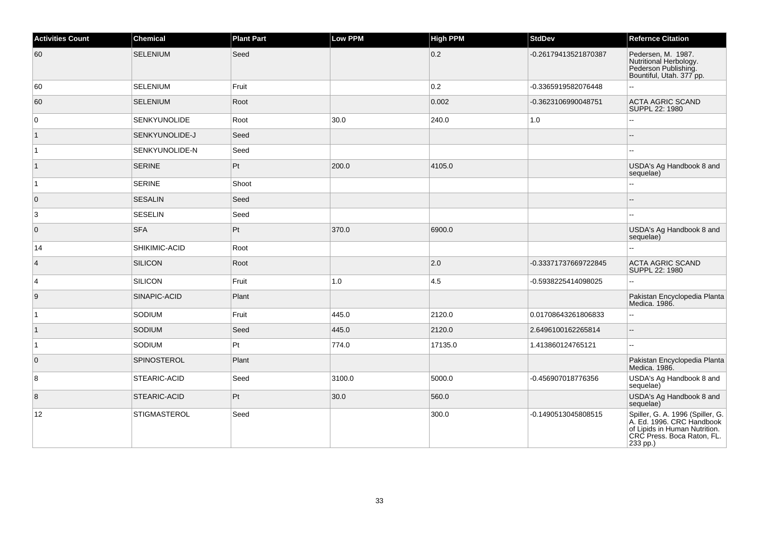| Activities Count | Chemical | Plant Part | Low PPM | High PPM | StdDev | Refernce Citation |
|---|---|---|---|---|---|---|
| 60 | SELENIUM | Seed | | 0.2 | -0.26179413521870387 | Pedersen, M. 1987. Nutritional Herbology. Pederson Publishing. Bountiful, Utah. 377 pp. |
| 60 | SELENIUM | Fruit | | 0.2 | -0.3365919582076448 | -- |
| 60 | SELENIUM | Root | | 0.002 | -0.3623106990048751 | ACTA AGRIC SCAND SUPPL 22: 1980 |
| 0 | SENKYUNOLIDE | Root | 30.0 | 240.0 | 1.0 | -- |
| 1 | SENKYUNOLIDE-J | Seed | | | | -- |
| 1 | SENKYUNOLIDE-N | Seed | | | | -- |
| 1 | SERINE | Pt | 200.0 | 4105.0 | | USDA's Ag Handbook 8 and sequelae) |
| 1 | SERINE | Shoot | | | | -- |
| 0 | SESALIN | Seed | | | | -- |
| 3 | SESELIN | Seed | | | | -- |
| 0 | SFA | Pt | 370.0 | 6900.0 | | USDA's Ag Handbook 8 and sequelae) |
| 14 | SHIKIMIC-ACID | Root | | | | -- |
| 4 | SILICON | Root | | 2.0 | -0.33371737669722845 | ACTA AGRIC SCAND SUPPL 22: 1980 |
| 4 | SILICON | Fruit | 1.0 | 4.5 | -0.5938225414098025 | -- |
| 9 | SINAPIC-ACID | Plant | | | | Pakistan Encyclopedia Planta Medica. 1986. |
| 1 | SODIUM | Fruit | 445.0 | 2120.0 | 0.01708643261806833 | -- |
| 1 | SODIUM | Seed | 445.0 | 2120.0 | 2.6496100162265814 | -- |
| 1 | SODIUM | Pt | 774.0 | 17135.0 | 1.413860124765121 | -- |
| 0 | SPINOSTEROL | Plant | | | | Pakistan Encyclopedia Planta Medica. 1986. |
| 8 | STEARIC-ACID | Seed | 3100.0 | 5000.0 | -0.456907018776356 | USDA's Ag Handbook 8 and sequelae) |
| 8 | STEARIC-ACID | Pt | 30.0 | 560.0 | | USDA's Ag Handbook 8 and sequelae) |
| 12 | STIGMASTEROL | Seed | | 300.0 | -0.1490513045808515 | Spiller, G. A. 1996 (Spiller, G. A. Ed. 1996. CRC Handbook of Lipids in Human Nutrition. CRC Press. Boca Raton, FL. 233 pp.) |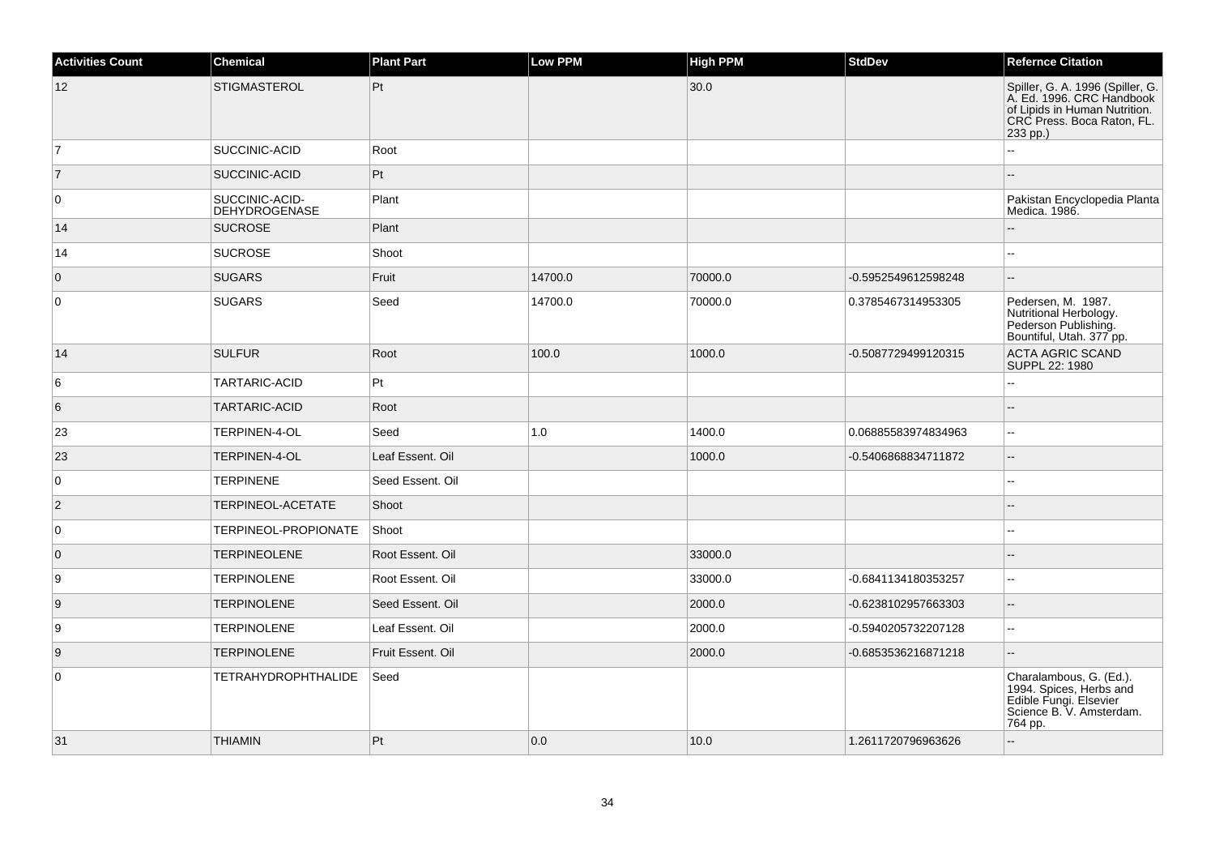| Activities Count | Chemical | Plant Part | Low PPM | High PPM | StdDev | Refernce Citation |
| --- | --- | --- | --- | --- | --- | --- |
| 12 | STIGMASTEROL | Pt | | 30.0 | | Spiller, G. A. 1996 (Spiller, G. A. Ed. 1996. CRC Handbook of Lipids in Human Nutrition. CRC Press. Boca Raton, FL. 233 pp.) |
| 7 | SUCCINIC-ACID | Root | | | | -- |
| 7 | SUCCINIC-ACID | Pt | | | | -- |
| 0 | SUCCINIC-ACID-DEHYDROGENASE | Plant | | | | Pakistan Encyclopedia Planta Medica. 1986. |
| 14 | SUCROSE | Plant | | | | -- |
| 14 | SUCROSE | Shoot | | | | -- |
| 0 | SUGARS | Fruit | 14700.0 | 70000.0 | -0.5952549612598248 | -- |
| 0 | SUGARS | Seed | 14700.0 | 70000.0 | 0.3785467314953305 | Pedersen, M. 1987. Nutritional Herbology. Pederson Publishing. Bountiful, Utah. 377 pp. |
| 14 | SULFUR | Root | 100.0 | 1000.0 | -0.5087729499120315 | ACTA AGRIC SCAND SUPPL 22: 1980 |
| 6 | TARTARIC-ACID | Pt | | | | -- |
| 6 | TARTARIC-ACID | Root | | | | -- |
| 23 | TERPINEN-4-OL | Seed | 1.0 | 1400.0 | 0.06885583974834963 | -- |
| 23 | TERPINEN-4-OL | Leaf Essent. Oil | | 1000.0 | -0.5406868834711872 | -- |
| 0 | TERPINENE | Seed Essent. Oil | | | | -- |
| 2 | TERPINEOL-ACETATE | Shoot | | | | -- |
| 0 | TERPINEOL-PROPIONATE | Shoot | | | | -- |
| 0 | TERPINEOLENE | Root Essent. Oil | | 33000.0 | | -- |
| 9 | TERPINOLENE | Root Essent. Oil | | 33000.0 | -0.6841134180353257 | -- |
| 9 | TERPINOLENE | Seed Essent. Oil | | 2000.0 | -0.6238102957663303 | -- |
| 9 | TERPINOLENE | Leaf Essent. Oil | | 2000.0 | -0.5940205732207128 | -- |
| 9 | TERPINOLENE | Fruit Essent. Oil | | 2000.0 | -0.6853536216871218 | -- |
| 0 | TETRAHYDROPHTHALIDE | Seed | | | | Charalambous, G. (Ed.). 1994. Spices, Herbs and Edible Fungi. Elsevier Science B. V. Amsterdam. 764 pp. |
| 31 | THIAMIN | Pt | 0.0 | 10.0 | 1.2611720796963626 | -- |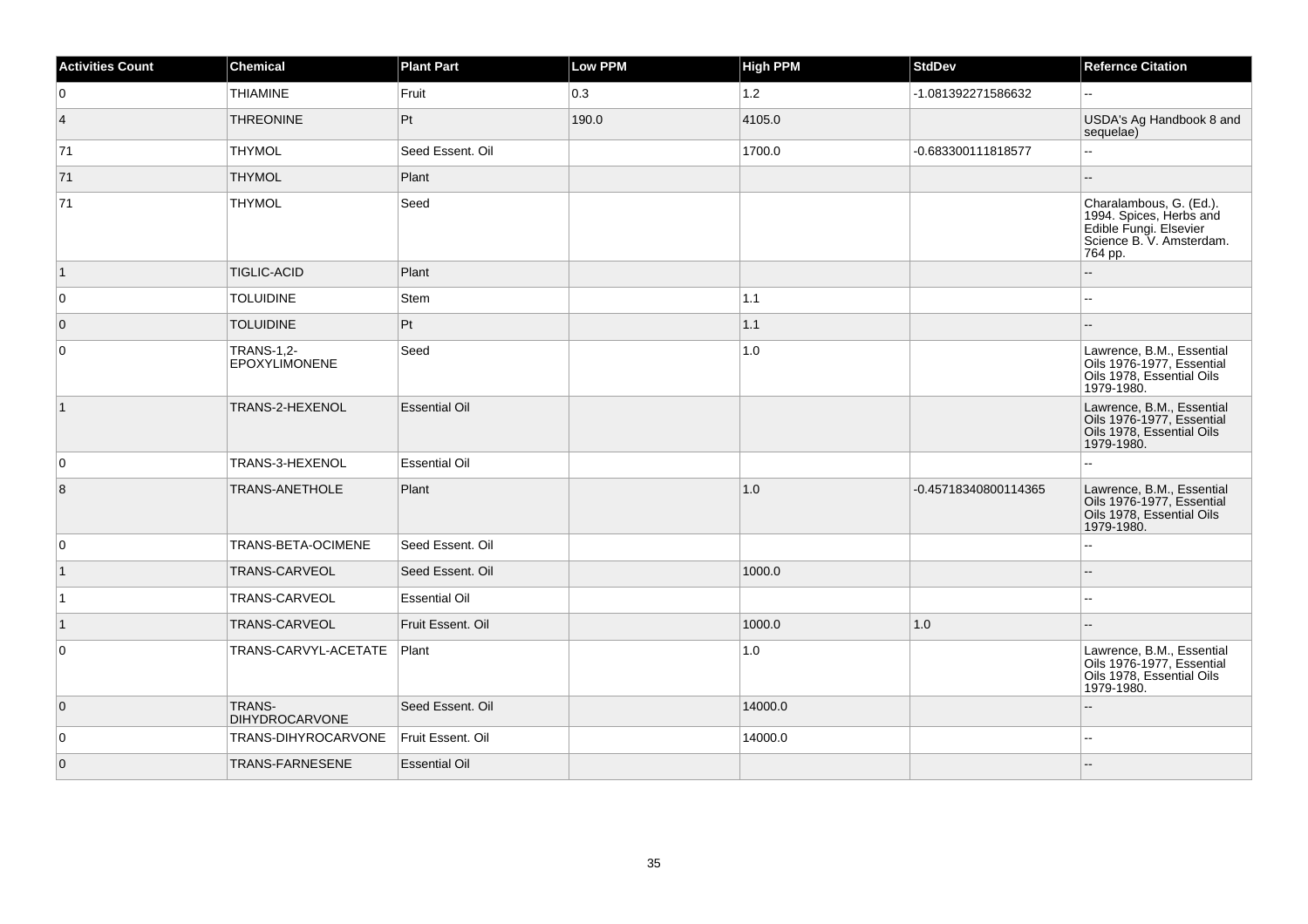| Activities Count | Chemical | Plant Part | Low PPM | High PPM | StdDev | Refernce Citation |
|---|---|---|---|---|---|---|
| 0 | THIAMINE | Fruit | 0.3 | 1.2 | -1.081392271586632 | -- |
| 4 | THREONINE | Pt | 190.0 | 4105.0 | | USDA's Ag Handbook 8 and sequelae) |
| 71 | THYMOL | Seed Essent. Oil | | 1700.0 | -0.683300111818577 | -- |
| 71 | THYMOL | Plant | | | | -- |
| 71 | THYMOL | Seed | | | | Charalambous, G. (Ed.). 1994. Spices, Herbs and Edible Fungi. Elsevier Science B. V. Amsterdam. 764 pp. |
| 1 | TIGLIC-ACID | Plant | | | | -- |
| 0 | TOLUIDINE | Stem | | 1.1 | | -- |
| 0 | TOLUIDINE | Pt | | 1.1 | | -- |
| 0 | TRANS-1,2-EPOXYLIMONENE | Seed | | 1.0 | | Lawrence, B.M., Essential Oils 1976-1977, Essential Oils 1978, Essential Oils 1979-1980. |
| 1 | TRANS-2-HEXENOL | Essential Oil | | | | Lawrence, B.M., Essential Oils 1976-1977, Essential Oils 1978, Essential Oils 1979-1980. |
| 0 | TRANS-3-HEXENOL | Essential Oil | | | | -- |
| 8 | TRANS-ANETHOLE | Plant | | 1.0 | -0.45718340800114365 | Lawrence, B.M., Essential Oils 1976-1977, Essential Oils 1978, Essential Oils 1979-1980. |
| 0 | TRANS-BETA-OCIMENE | Seed Essent. Oil | | | | -- |
| 1 | TRANS-CARVEOL | Seed Essent. Oil | | 1000.0 | | -- |
| 1 | TRANS-CARVEOL | Essential Oil | | | | -- |
| 1 | TRANS-CARVEOL | Fruit Essent. Oil | | 1000.0 | 1.0 | -- |
| 0 | TRANS-CARVYL-ACETATE | Plant | | 1.0 | | Lawrence, B.M., Essential Oils 1976-1977, Essential Oils 1978, Essential Oils 1979-1980. |
| 0 | TRANS-DIHYDROCARVONE | Seed Essent. Oil | | 14000.0 | | -- |
| 0 | TRANS-DIHYROCARVONE | Fruit Essent. Oil | | 14000.0 | | -- |
| 0 | TRANS-FARNESENE | Essential Oil | | | | -- |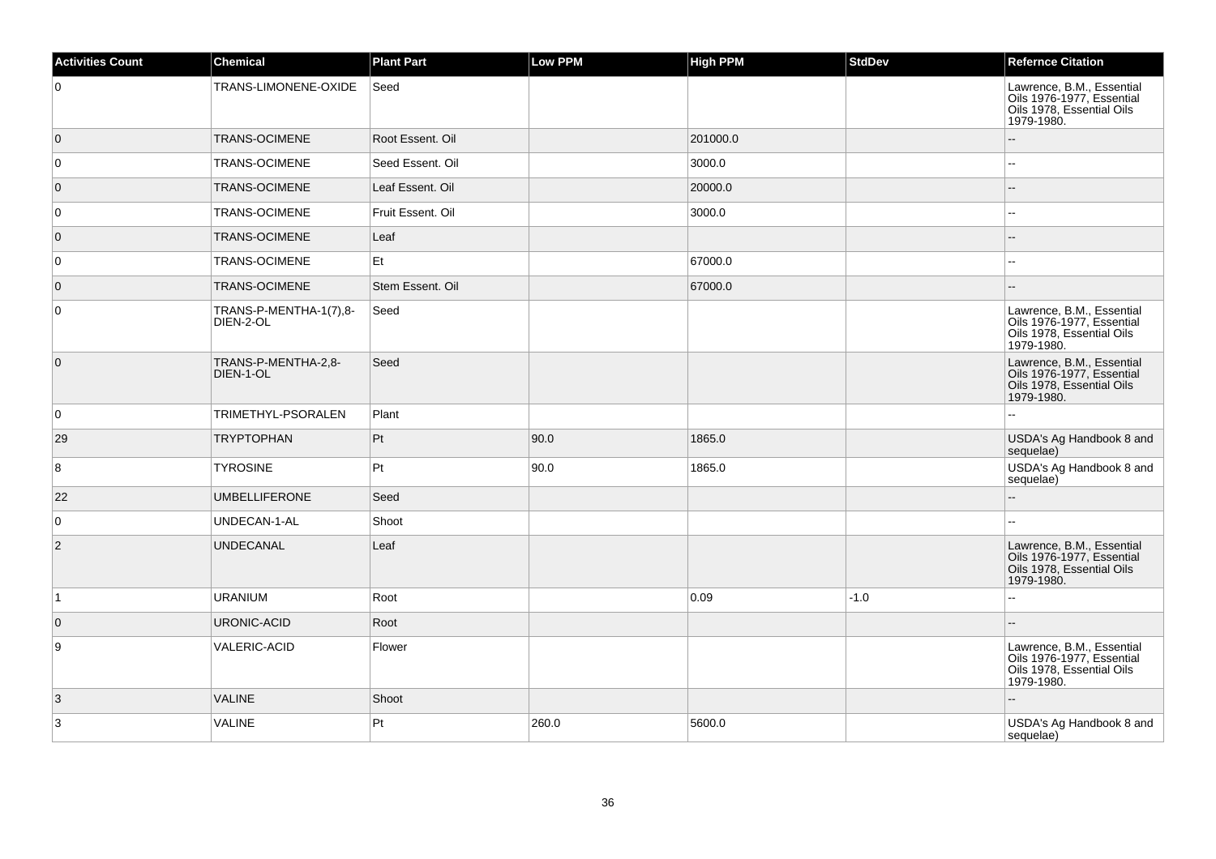| Activities Count | Chemical | Plant Part | Low PPM | High PPM | StdDev | Refernce Citation |
|---|---|---|---|---|---|---|
| 0 | TRANS-LIMONENE-OXIDE | Seed | | | | Lawrence, B.M., Essential Oils 1976-1977, Essential Oils 1978, Essential Oils 1979-1980. |
| 0 | TRANS-OCIMENE | Root Essent. Oil | | 201000.0 | | -- |
| 0 | TRANS-OCIMENE | Seed Essent. Oil | | 3000.0 | | -- |
| 0 | TRANS-OCIMENE | Leaf Essent. Oil | | 20000.0 | | -- |
| 0 | TRANS-OCIMENE | Fruit Essent. Oil | | 3000.0 | | -- |
| 0 | TRANS-OCIMENE | Leaf | | | | -- |
| 0 | TRANS-OCIMENE | Et | | 67000.0 | | -- |
| 0 | TRANS-OCIMENE | Stem Essent. Oil | | 67000.0 | | -- |
| 0 | TRANS-P-MENTHA-1(7),8-DIEN-2-OL | Seed | | | | Lawrence, B.M., Essential Oils 1976-1977, Essential Oils 1978, Essential Oils 1979-1980. |
| 0 | TRANS-P-MENTHA-2,8-DIEN-1-OL | Seed | | | | Lawrence, B.M., Essential Oils 1976-1977, Essential Oils 1978, Essential Oils 1979-1980. |
| 0 | TRIMETHYL-PSORALEN | Plant | | | | -- |
| 29 | TRYPTOPHAN | Pt | 90.0 | 1865.0 | | USDA's Ag Handbook 8 and sequelae) |
| 8 | TYROSINE | Pt | 90.0 | 1865.0 | | USDA's Ag Handbook 8 and sequelae) |
| 22 | UMBELLIFERONE | Seed | | | | -- |
| 0 | UNDECAN-1-AL | Shoot | | | | -- |
| 2 | UNDECANAL | Leaf | | | | Lawrence, B.M., Essential Oils 1976-1977, Essential Oils 1978, Essential Oils 1979-1980. |
| 1 | URANIUM | Root | | 0.09 | -1.0 | -- |
| 0 | URONIC-ACID | Root | | | | -- |
| 9 | VALERIC-ACID | Flower | | | | Lawrence, B.M., Essential Oils 1976-1977, Essential Oils 1978, Essential Oils 1979-1980. |
| 3 | VALINE | Shoot | | | | -- |
| 3 | VALINE | Pt | 260.0 | 5600.0 | | USDA's Ag Handbook 8 and sequelae) |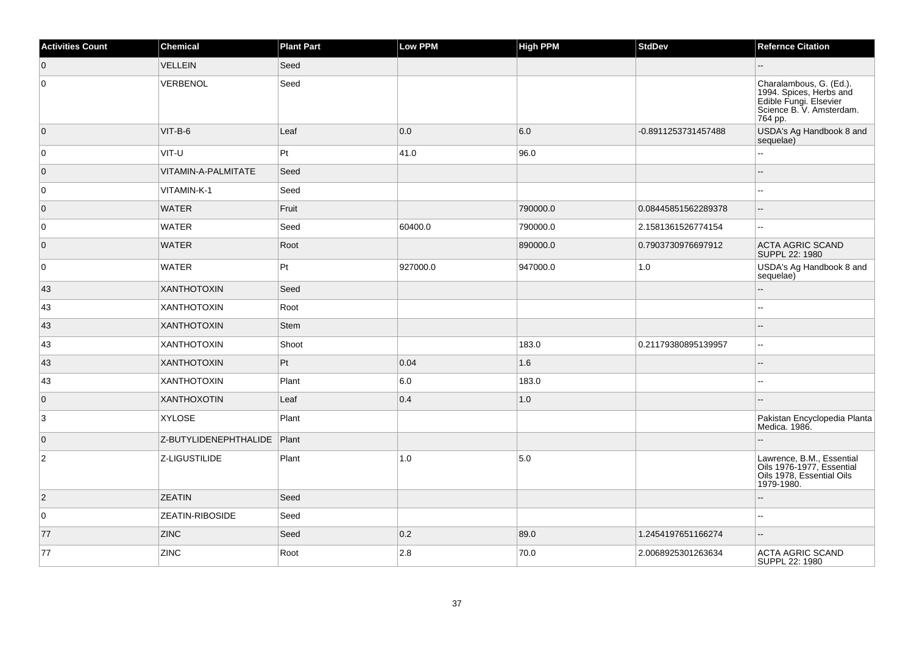| Activities Count | Chemical | Plant Part | Low PPM | High PPM | StdDev | Refernce Citation |
|---|---|---|---|---|---|---|
| 0 | VELLEIN | Seed | | | | -- |
| 0 | VERBENOL | Seed | | | | Charalambous, G. (Ed.). 1994. Spices, Herbs and Edible Fungi. Elsevier Science B. V. Amsterdam. 764 pp. |
| 0 | VIT-B-6 | Leaf | 0.0 | 6.0 | -0.8911253731457488 | USDA's Ag Handbook 8 and sequelae) |
| 0 | VIT-U | Pt | 41.0 | 96.0 | | -- |
| 0 | VITAMIN-A-PALMITATE | Seed | | | | -- |
| 0 | VITAMIN-K-1 | Seed | | | | -- |
| 0 | WATER | Fruit | | 790000.0 | 0.08445851562289378 | -- |
| 0 | WATER | Seed | 60400.0 | 790000.0 | 2.1581361526774154 | -- |
| 0 | WATER | Root | | 890000.0 | 0.7903730976697912 | ACTA AGRIC SCAND SUPPL 22: 1980 |
| 0 | WATER | Pt | 927000.0 | 947000.0 | 1.0 | USDA's Ag Handbook 8 and sequelae) |
| 43 | XANTHOTOXIN | Seed | | | | -- |
| 43 | XANTHOTOXIN | Root | | | | -- |
| 43 | XANTHOTOXIN | Stem | | | | -- |
| 43 | XANTHOTOXIN | Shoot | | 183.0 | 0.21179380895139957 | -- |
| 43 | XANTHOTOXIN | Pt | 0.04 | 1.6 | | -- |
| 43 | XANTHOTOXIN | Plant | 6.0 | 183.0 | | -- |
| 0 | XANTHOXOTIN | Leaf | 0.4 | 1.0 | | -- |
| 3 | XYLOSE | Plant | | | | Pakistan Encyclopedia Planta Medica. 1986. |
| 0 | Z-BUTYLIDENEPHTHALIDE | Plant | | | | -- |
| 2 | Z-LIGUSTILIDE | Plant | 1.0 | 5.0 | | Lawrence, B.M., Essential Oils 1976-1977, Essential Oils 1978, Essential Oils 1979-1980. |
| 2 | ZEATIN | Seed | | | | -- |
| 0 | ZEATIN-RIBOSIDE | Seed | | | | -- |
| 77 | ZINC | Seed | 0.2 | 89.0 | 1.2454197651166274 | -- |
| 77 | ZINC | Root | 2.8 | 70.0 | 2.0068925301263634 | ACTA AGRIC SCAND SUPPL 22: 1980 |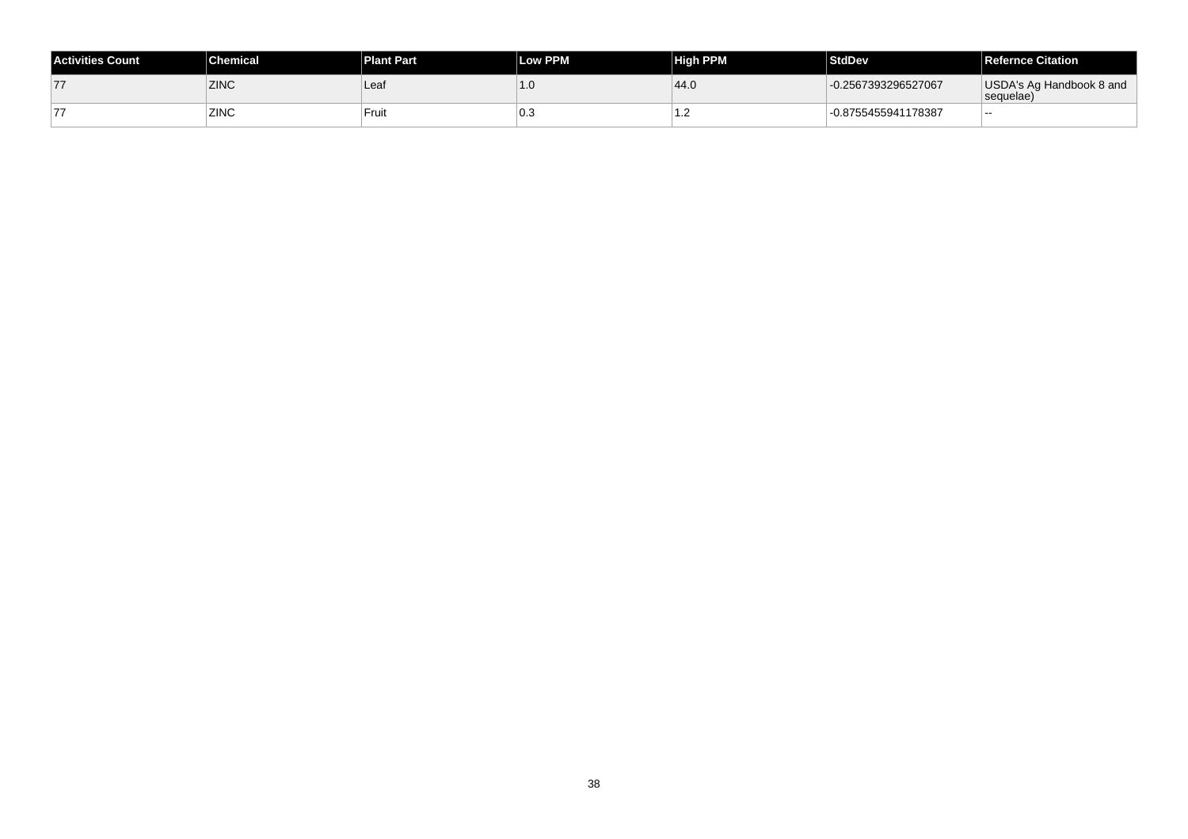| Activities Count | Chemical | Plant Part | Low PPM | High PPM | StdDev | Refernce Citation |
|---|---|---|---|---|---|---|
| 77 | ZINC | Leaf | 1.0 | 44.0 | -0.2567393296527067 | USDA's Ag Handbook 8 and sequelae) |
| 77 | ZINC | Fruit | 0.3 | 1.2 | -0.8755455941178387 | -- |